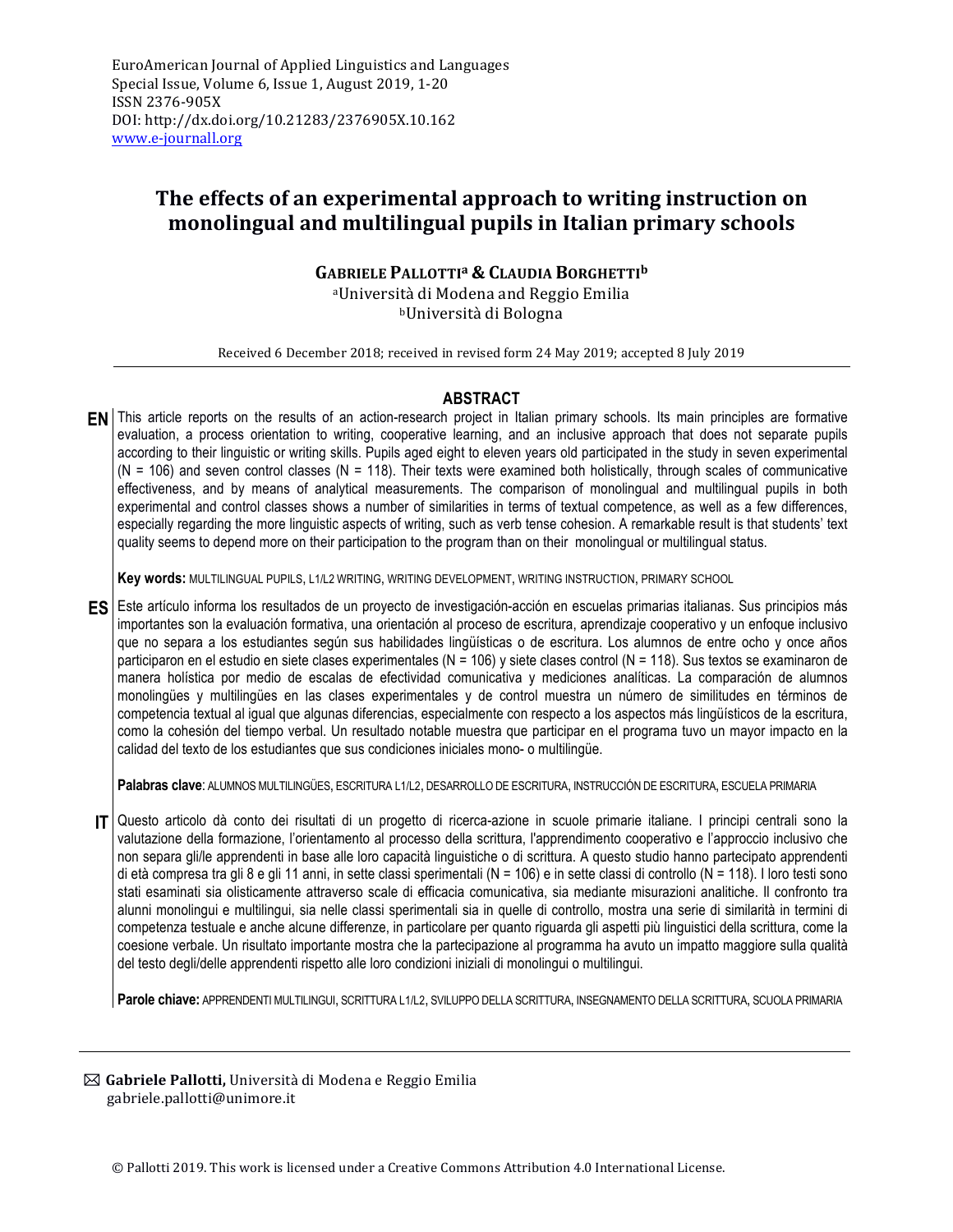EuroAmerican Journal of Applied Linguistics and Languages
Special Issue, Volume 6, Issue 1, August 2019, 1-20
ISSN 2376-905X
DOI: http://dx.doi.org/10.21283/2376905X.10.162
www.e-journall.org

# The effects of an experimental approach to writing instruction on monolingual and multilingual pupils in Italian primary schools

**GABRIELE PALLOTTI[a] & CLAUDIA BORGHETTI[b]**

[a]Università di Modena and Reggio Emilia
[b]Università di Bologna

Received 6 December 2018; received in revised form 24 May 2019; accepted 8 July 2019

## ABSTRACT

**EN** This article reports on the results of an action-research project in Italian primary schools. Its main principles are formative evaluation, a process orientation to writing, cooperative learning, and an inclusive approach that does not separate pupils according to their linguistic or writing skills. Pupils aged eight to eleven years old participated in the study in seven experimental (N = 106) and seven control classes (N = 118). Their texts were examined both holistically, through scales of communicative effectiveness, and by means of analytical measurements. The comparison of monolingual and multilingual pupils in both experimental and control classes shows a number of similarities in terms of textual competence, as well as a few differences, especially regarding the more linguistic aspects of writing, such as verb tense cohesion. A remarkable result is that students' text quality seems to depend more on their participation to the program than on their monolingual or multilingual status.

**Key words:** MULTILINGUAL PUPILS, L1/L2 WRITING, WRITING DEVELOPMENT, WRITING INSTRUCTION, PRIMARY SCHOOL

**ES** Este artículo informa los resultados de un proyecto de investigación-acción en escuelas primarias italianas. Sus principios más importantes son la evaluación formativa, una orientación al proceso de escritura, aprendizaje cooperativo y un enfoque inclusivo que no separa a los estudiantes según sus habilidades lingüísticas o de escritura. Los alumnos de entre ocho y once años participaron en el estudio en siete clases experimentales (N = 106) y siete clases control (N = 118). Sus textos se examinaron de manera holística por medio de escalas de efectividad comunicativa y mediciones analíticas. La comparación de alumnos monolingües y multilingües en las clases experimentales y de control muestra un número de similitudes en términos de competencia textual al igual que algunas diferencias, especialmente con respecto a los aspectos más lingüísticos de la escritura, como la cohesión del tiempo verbal. Un resultado notable muestra que participar en el programa tuvo un mayor impacto en la calidad del texto de los estudiantes que sus condiciones iniciales mono- o multilingüe.

**Palabras clave**: ALUMNOS MULTILINGÜES, ESCRITURA L1/L2, DESARROLLO DE ESCRITURA, INSTRUCCIÓN DE ESCRITURA, ESCUELA PRIMARIA

**IT** Questo articolo dà conto dei risultati di un progetto di ricerca-azione in scuole primarie italiane. I principi centrali sono la valutazione della formazione, l'orientamento al processo della scrittura, l'apprendimento cooperativo e l'approccio inclusivo che non separa gli/le apprendenti in base alle loro capacità linguistiche o di scrittura. A questo studio hanno partecipato apprendenti di età compresa tra gli 8 e gli 11 anni, in sette classi sperimentali (N = 106) e in sette classi di controllo (N = 118). I loro testi sono stati esaminati sia olisticamente attraverso scale di efficacia comunicativa, sia mediante misurazioni analitiche. Il confronto tra alunni monolingui e multilingui, sia nelle classi sperimentali sia in quelle di controllo, mostra una serie di similarità in termini di competenza testuale e anche alcune differenze, in particolare per quanto riguarda gli aspetti più linguistici della scrittura, come la coesione verbale. Un risultato importante mostra che la partecipazione al programma ha avuto un impatto maggiore sulla qualità del testo degli/delle apprendenti rispetto alle loro condizioni iniziali di monolingui o multilingui.

**Parole chiave:** APPRENDENTI MULTILINGUI, SCRITTURA L1/L2, SVILUPPO DELLA SCRITTURA, INSEGNAMENTO DELLA SCRITTURA, SCUOLA PRIMARIA

---

✉ **Gabriele Pallotti,** Università di Modena e Reggio Emilia
gabriele.pallotti@unimore.it

© Pallotti 2019. This work is licensed under a Creative Commons Attribution 4.0 International License.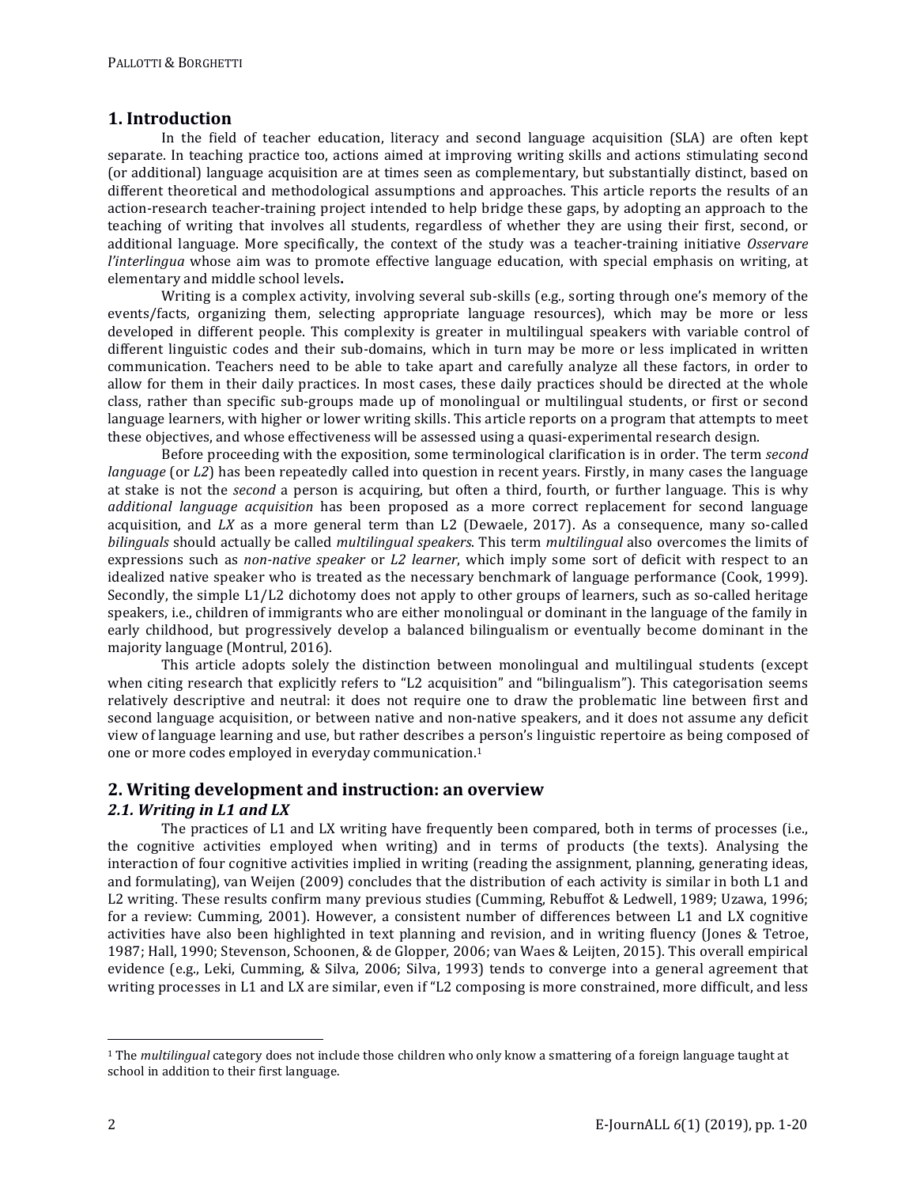## 1. Introduction

In the field of teacher education, literacy and second language acquisition (SLA) are often kept separate. In teaching practice too, actions aimed at improving writing skills and actions stimulating second (or additional) language acquisition are at times seen as complementary, but substantially distinct, based on different theoretical and methodological assumptions and approaches. This article reports the results of an action-research teacher-training project intended to help bridge these gaps, by adopting an approach to the teaching of writing that involves all students, regardless of whether they are using their first, second, or additional language. More specifically, the context of the study was a teacher-training initiative *Osservare l'interlingua* whose aim was to promote effective language education, with special emphasis on writing, at elementary and middle school levels**.**

Writing is a complex activity, involving several sub-skills (e.g., sorting through one's memory of the events/facts, organizing them, selecting appropriate language resources), which may be more or less developed in different people. This complexity is greater in multilingual speakers with variable control of different linguistic codes and their sub-domains, which in turn may be more or less implicated in written communication. Teachers need to be able to take apart and carefully analyze all these factors, in order to allow for them in their daily practices. In most cases, these daily practices should be directed at the whole class, rather than specific sub-groups made up of monolingual or multilingual students, or first or second language learners, with higher or lower writing skills. This article reports on a program that attempts to meet these objectives, and whose effectiveness will be assessed using a quasi-experimental research design.

Before proceeding with the exposition, some terminological clarification is in order. The term *second language* (or *L2*) has been repeatedly called into question in recent years. Firstly, in many cases the language at stake is not the *second* a person is acquiring, but often a third, fourth, or further language. This is why *additional language acquisition* has been proposed as a more correct replacement for second language acquisition, and *LX* as a more general term than L2 (Dewaele, 2017). As a consequence, many so-called *bilinguals* should actually be called *multilingual speakers*. This term *multilingual* also overcomes the limits of expressions such as *non-native speaker* or *L2 learner*, which imply some sort of deficit with respect to an idealized native speaker who is treated as the necessary benchmark of language performance (Cook, 1999). Secondly, the simple L1/L2 dichotomy does not apply to other groups of learners, such as so-called heritage speakers, i.e., children of immigrants who are either monolingual or dominant in the language of the family in early childhood, but progressively develop a balanced bilingualism or eventually become dominant in the majority language (Montrul, 2016).

This article adopts solely the distinction between monolingual and multilingual students (except when citing research that explicitly refers to "L2 acquisition" and "bilingualism"). This categorisation seems relatively descriptive and neutral: it does not require one to draw the problematic line between first and second language acquisition, or between native and non-native speakers, and it does not assume any deficit view of language learning and use, but rather describes a person's linguistic repertoire as being composed of one or more codes employed in everyday communication.[1]

## 2. Writing development and instruction: an overview

### *2.1. Writing in L1 and LX*

The practices of L1 and LX writing have frequently been compared, both in terms of processes (i.e., the cognitive activities employed when writing) and in terms of products (the texts). Analysing the interaction of four cognitive activities implied in writing (reading the assignment, planning, generating ideas, and formulating), van Weijen (2009) concludes that the distribution of each activity is similar in both L1 and L2 writing. These results confirm many previous studies (Cumming, Rebuffot & Ledwell, 1989; Uzawa, 1996; for a review: Cumming, 2001). However, a consistent number of differences between L1 and LX cognitive activities have also been highlighted in text planning and revision, and in writing fluency (Jones & Tetroe, 1987; Hall, 1990; Stevenson, Schoonen, & de Glopper, 2006; van Waes & Leijten, 2015). This overall empirical evidence (e.g., Leki, Cumming, & Silva, 2006; Silva, 1993) tends to converge into a general agreement that writing processes in L1 and LX are similar, even if "L2 composing is more constrained, more difficult, and less

[1] The *multilingual* category does not include those children who only know a smattering of a foreign language taught at school in addition to their first language.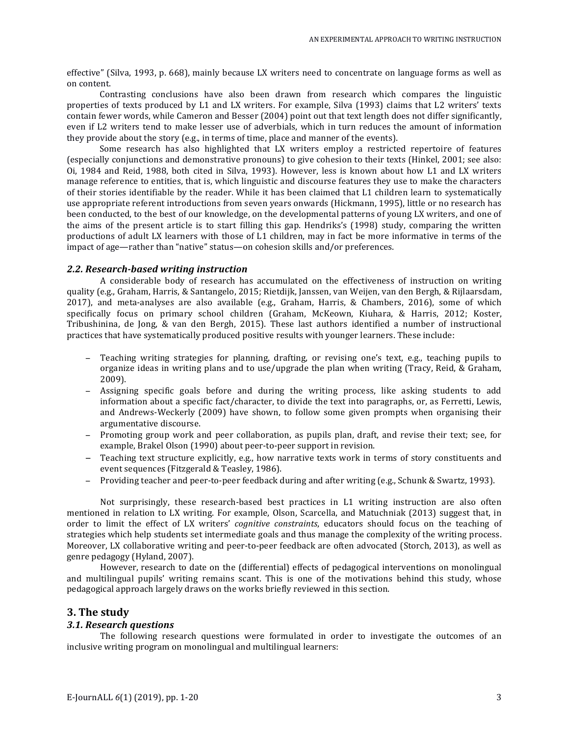effective" (Silva, 1993, p. 668), mainly because LX writers need to concentrate on language forms as well as on content.

Contrasting conclusions have also been drawn from research which compares the linguistic properties of texts produced by L1 and LX writers. For example, Silva (1993) claims that L2 writers' texts contain fewer words, while Cameron and Besser (2004) point out that text length does not differ significantly, even if L2 writers tend to make lesser use of adverbials, which in turn reduces the amount of information they provide about the story (e.g., in terms of time, place and manner of the events).

Some research has also highlighted that LX writers employ a restricted repertoire of features (especially conjunctions and demonstrative pronouns) to give cohesion to their texts (Hinkel, 2001; see also: Oi, 1984 and Reid, 1988, both cited in Silva, 1993). However, less is known about how L1 and LX writers manage reference to entities, that is, which linguistic and discourse features they use to make the characters of their stories identifiable by the reader. While it has been claimed that L1 children learn to systematically use appropriate referent introductions from seven years onwards (Hickmann, 1995), little or no research has been conducted, to the best of our knowledge, on the developmental patterns of young LX writers, and one of the aims of the present article is to start filling this gap. Hendriks's (1998) study, comparing the written productions of adult LX learners with those of L1 children, may in fact be more informative in terms of the impact of age—rather than "native" status—on cohesion skills and/or preferences.

### *2.2. Research-based writing instruction*

A considerable body of research has accumulated on the effectiveness of instruction on writing quality (e.g., Graham, Harris, & Santangelo, 2015; Rietdijk, Janssen, van Weijen, van den Bergh, & Rijlaarsdam, 2017), and meta-analyses are also available (e.g., Graham, Harris, & Chambers, 2016), some of which specifically focus on primary school children (Graham, McKeown, Kiuhara, & Harris, 2012; Koster, Tribushinina, de Jong, & van den Bergh, 2015). These last authors identified a number of instructional practices that have systematically produced positive results with younger learners. These include:

- Teaching writing strategies for planning, drafting, or revising one's text, e.g., teaching pupils to organize ideas in writing plans and to use/upgrade the plan when writing (Tracy, Reid, & Graham, 2009).
- Assigning specific goals before and during the writing process, like asking students to add information about a specific fact/character, to divide the text into paragraphs, or, as Ferretti, Lewis, and Andrews-Weckerly (2009) have shown, to follow some given prompts when organising their argumentative discourse.
- Promoting group work and peer collaboration, as pupils plan, draft, and revise their text; see, for example, Brakel Olson (1990) about peer-to-peer support in revision.
- Teaching text structure explicitly, e.g., how narrative texts work in terms of story constituents and event sequences (Fitzgerald & Teasley, 1986).
- Providing teacher and peer-to-peer feedback during and after writing (e.g., Schunk & Swartz, 1993).

Not surprisingly, these research-based best practices in L1 writing instruction are also often mentioned in relation to LX writing. For example, Olson, Scarcella, and Matuchniak (2013) suggest that, in order to limit the effect of LX writers' *cognitive constraints*, educators should focus on the teaching of strategies which help students set intermediate goals and thus manage the complexity of the writing process. Moreover, LX collaborative writing and peer-to-peer feedback are often advocated (Storch, 2013), as well as genre pedagogy (Hyland, 2007).

However, research to date on the (differential) effects of pedagogical interventions on monolingual and multilingual pupils' writing remains scant. This is one of the motivations behind this study, whose pedagogical approach largely draws on the works briefly reviewed in this section.

## 3. The study

### *3.1. Research questions*

The following research questions were formulated in order to investigate the outcomes of an inclusive writing program on monolingual and multilingual learners: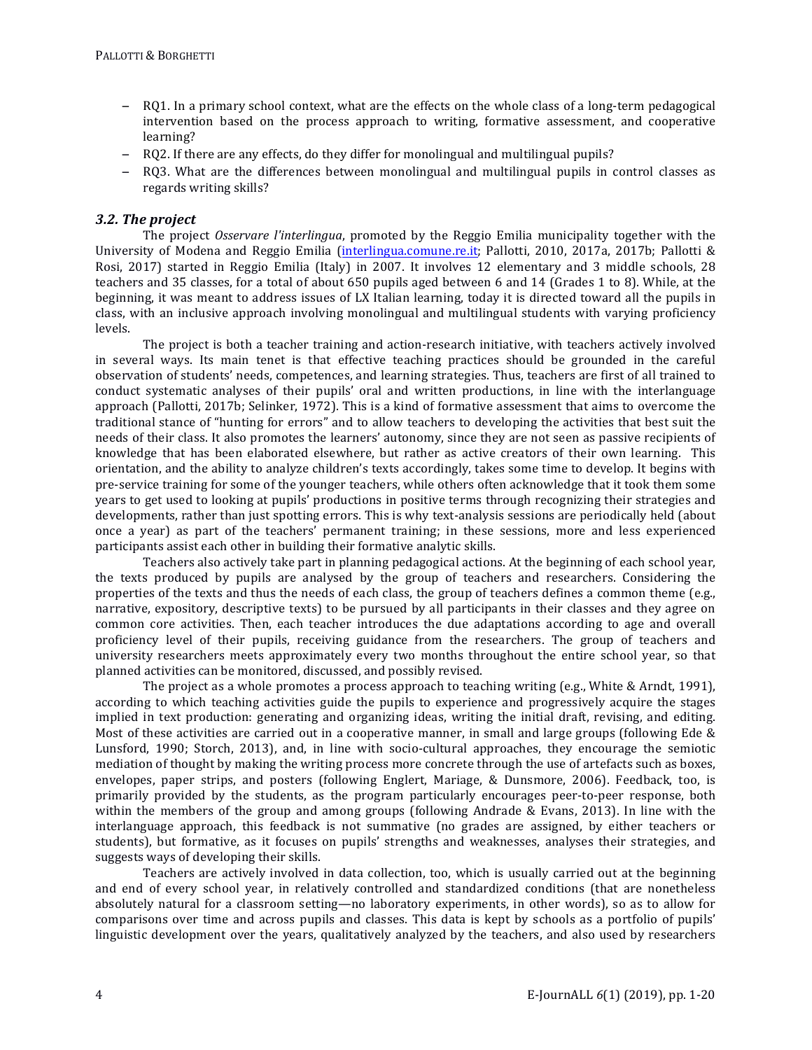- RQ1. In a primary school context, what are the effects on the whole class of a long-term pedagogical intervention based on the process approach to writing, formative assessment, and cooperative learning?
- RQ2. If there are any effects, do they differ for monolingual and multilingual pupils?
- RQ3. What are the differences between monolingual and multilingual pupils in control classes as regards writing skills?

### *3.2. The project*

The project *Osservare l'interlingua*, promoted by the Reggio Emilia municipality together with the University of Modena and Reggio Emilia (interlingua.comune.re.it; Pallotti, 2010, 2017a, 2017b; Pallotti & Rosi, 2017) started in Reggio Emilia (Italy) in 2007. It involves 12 elementary and 3 middle schools, 28 teachers and 35 classes, for a total of about 650 pupils aged between 6 and 14 (Grades 1 to 8). While, at the beginning, it was meant to address issues of LX Italian learning, today it is directed toward all the pupils in class, with an inclusive approach involving monolingual and multilingual students with varying proficiency levels.

The project is both a teacher training and action-research initiative, with teachers actively involved in several ways. Its main tenet is that effective teaching practices should be grounded in the careful observation of students' needs, competences, and learning strategies. Thus, teachers are first of all trained to conduct systematic analyses of their pupils' oral and written productions, in line with the interlanguage approach (Pallotti, 2017b; Selinker, 1972). This is a kind of formative assessment that aims to overcome the traditional stance of "hunting for errors" and to allow teachers to developing the activities that best suit the needs of their class. It also promotes the learners' autonomy, since they are not seen as passive recipients of knowledge that has been elaborated elsewhere, but rather as active creators of their own learning. This orientation, and the ability to analyze children's texts accordingly, takes some time to develop. It begins with pre-service training for some of the younger teachers, while others often acknowledge that it took them some years to get used to looking at pupils' productions in positive terms through recognizing their strategies and developments, rather than just spotting errors. This is why text-analysis sessions are periodically held (about once a year) as part of the teachers' permanent training; in these sessions, more and less experienced participants assist each other in building their formative analytic skills.

Teachers also actively take part in planning pedagogical actions. At the beginning of each school year, the texts produced by pupils are analysed by the group of teachers and researchers. Considering the properties of the texts and thus the needs of each class, the group of teachers defines a common theme (e.g., narrative, expository, descriptive texts) to be pursued by all participants in their classes and they agree on common core activities. Then, each teacher introduces the due adaptations according to age and overall proficiency level of their pupils, receiving guidance from the researchers. The group of teachers and university researchers meets approximately every two months throughout the entire school year, so that planned activities can be monitored, discussed, and possibly revised.

The project as a whole promotes a process approach to teaching writing (e.g., White & Arndt, 1991), according to which teaching activities guide the pupils to experience and progressively acquire the stages implied in text production: generating and organizing ideas, writing the initial draft, revising, and editing. Most of these activities are carried out in a cooperative manner, in small and large groups (following Ede & Lunsford, 1990; Storch, 2013), and, in line with socio-cultural approaches, they encourage the semiotic mediation of thought by making the writing process more concrete through the use of artefacts such as boxes, envelopes, paper strips, and posters (following Englert, Mariage, & Dunsmore, 2006). Feedback, too, is primarily provided by the students, as the program particularly encourages peer-to-peer response, both within the members of the group and among groups (following Andrade & Evans, 2013). In line with the interlanguage approach, this feedback is not summative (no grades are assigned, by either teachers or students), but formative, as it focuses on pupils' strengths and weaknesses, analyses their strategies, and suggests ways of developing their skills.

Teachers are actively involved in data collection, too, which is usually carried out at the beginning and end of every school year, in relatively controlled and standardized conditions (that are nonetheless absolutely natural for a classroom setting—no laboratory experiments, in other words), so as to allow for comparisons over time and across pupils and classes. This data is kept by schools as a portfolio of pupils' linguistic development over the years, qualitatively analyzed by the teachers, and also used by researchers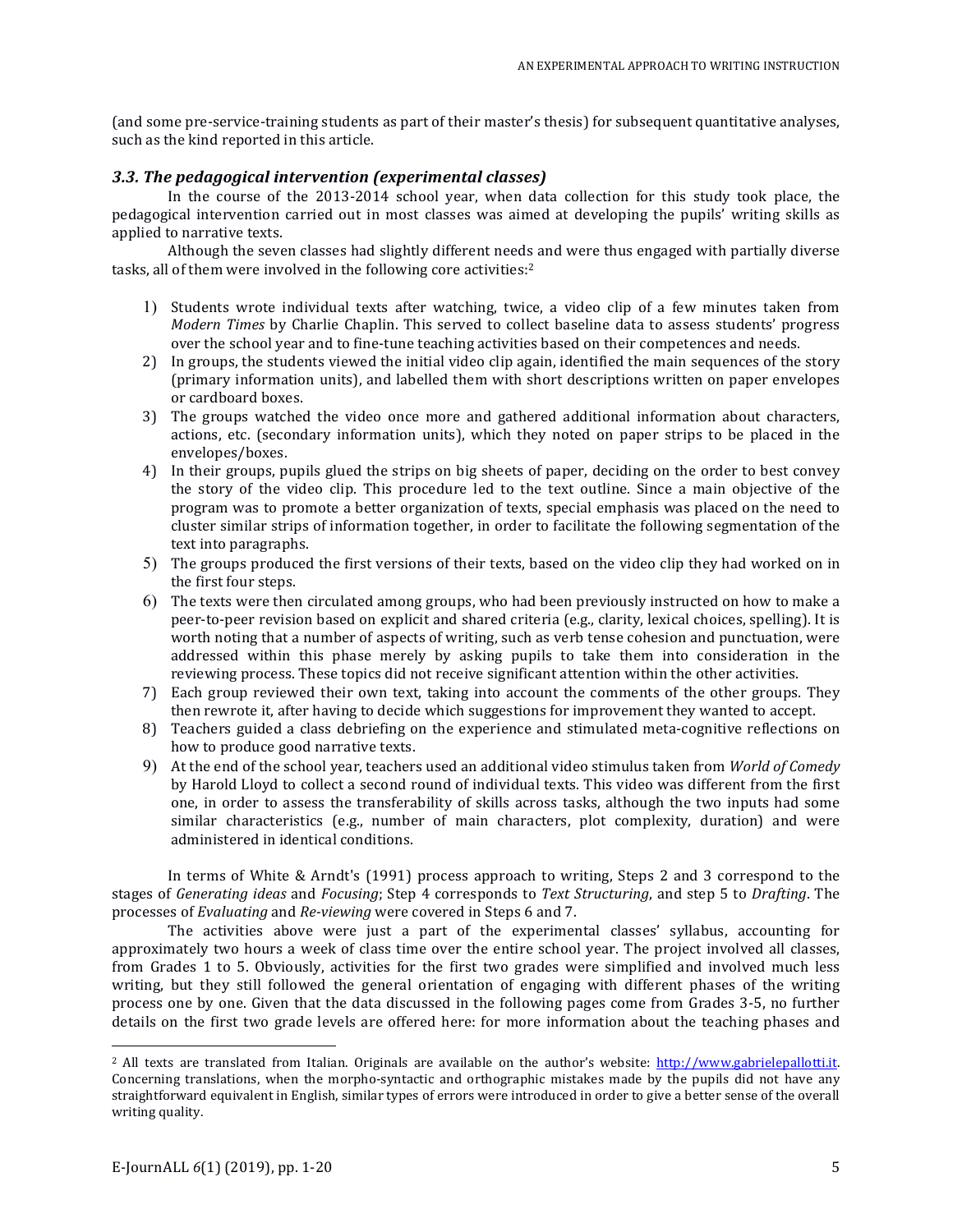(and some pre-service-training students as part of their master's thesis) for subsequent quantitative analyses, such as the kind reported in this article.

### *3.3. The pedagogical intervention (experimental classes)*

In the course of the 2013-2014 school year, when data collection for this study took place, the pedagogical intervention carried out in most classes was aimed at developing the pupils' writing skills as applied to narrative texts.

Although the seven classes had slightly different needs and were thus engaged with partially diverse tasks, all of them were involved in the following core activities:[2]

1) Students wrote individual texts after watching, twice, a video clip of a few minutes taken from *Modern Times* by Charlie Chaplin. This served to collect baseline data to assess students' progress over the school year and to fine-tune teaching activities based on their competences and needs.
2) In groups, the students viewed the initial video clip again, identified the main sequences of the story (primary information units), and labelled them with short descriptions written on paper envelopes or cardboard boxes.
3) The groups watched the video once more and gathered additional information about characters, actions, etc. (secondary information units), which they noted on paper strips to be placed in the envelopes/boxes.
4) In their groups, pupils glued the strips on big sheets of paper, deciding on the order to best convey the story of the video clip. This procedure led to the text outline. Since a main objective of the program was to promote a better organization of texts, special emphasis was placed on the need to cluster similar strips of information together, in order to facilitate the following segmentation of the text into paragraphs.
5) The groups produced the first versions of their texts, based on the video clip they had worked on in the first four steps.
6) The texts were then circulated among groups, who had been previously instructed on how to make a peer-to-peer revision based on explicit and shared criteria (e.g., clarity, lexical choices, spelling). It is worth noting that a number of aspects of writing, such as verb tense cohesion and punctuation, were addressed within this phase merely by asking pupils to take them into consideration in the reviewing process. These topics did not receive significant attention within the other activities.
7) Each group reviewed their own text, taking into account the comments of the other groups. They then rewrote it, after having to decide which suggestions for improvement they wanted to accept.
8) Teachers guided a class debriefing on the experience and stimulated meta-cognitive reflections on how to produce good narrative texts.
9) At the end of the school year, teachers used an additional video stimulus taken from *World of Comedy* by Harold Lloyd to collect a second round of individual texts. This video was different from the first one, in order to assess the transferability of skills across tasks, although the two inputs had some similar characteristics (e.g., number of main characters, plot complexity, duration) and were administered in identical conditions.

In terms of White & Arndt's (1991) process approach to writing, Steps 2 and 3 correspond to the stages of *Generating ideas* and *Focusing*; Step 4 corresponds to *Text Structuring*, and step 5 to *Drafting*. The processes of *Evaluating* and *Re-viewing* were covered in Steps 6 and 7.

The activities above were just a part of the experimental classes' syllabus, accounting for approximately two hours a week of class time over the entire school year. The project involved all classes, from Grades 1 to 5. Obviously, activities for the first two grades were simplified and involved much less writing, but they still followed the general orientation of engaging with different phases of the writing process one by one. Given that the data discussed in the following pages come from Grades 3-5, no further details on the first two grade levels are offered here: for more information about the teaching phases and

[2] All texts are translated from Italian. Originals are available on the author's website: http://www.gabrielepallotti.it. Concerning translations, when the morpho-syntactic and orthographic mistakes made by the pupils did not have any straightforward equivalent in English, similar types of errors were introduced in order to give a better sense of the overall writing quality.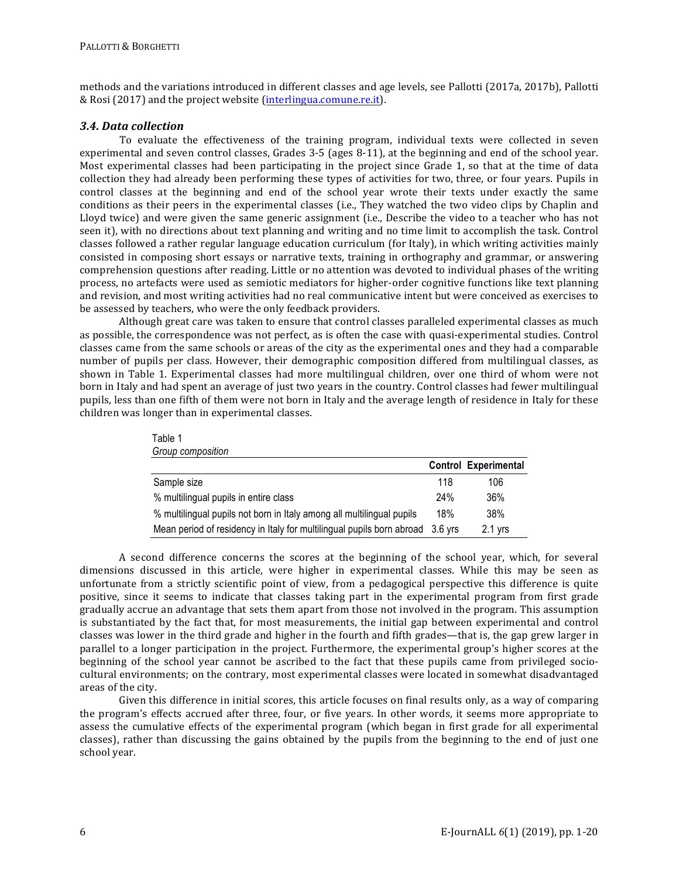methods and the variations introduced in different classes and age levels, see Pallotti (2017a, 2017b), Pallotti & Rosi (2017) and the project website (interlingua.comune.re.it).

### *3.4. Data collection*

To evaluate the effectiveness of the training program, individual texts were collected in seven experimental and seven control classes, Grades 3-5 (ages 8-11), at the beginning and end of the school year. Most experimental classes had been participating in the project since Grade 1, so that at the time of data collection they had already been performing these types of activities for two, three, or four years. Pupils in control classes at the beginning and end of the school year wrote their texts under exactly the same conditions as their peers in the experimental classes (i.e., They watched the two video clips by Chaplin and Lloyd twice) and were given the same generic assignment (i.e., Describe the video to a teacher who has not seen it), with no directions about text planning and writing and no time limit to accomplish the task. Control classes followed a rather regular language education curriculum (for Italy), in which writing activities mainly consisted in composing short essays or narrative texts, training in orthography and grammar, or answering comprehension questions after reading. Little or no attention was devoted to individual phases of the writing process, no artefacts were used as semiotic mediators for higher-order cognitive functions like text planning and revision, and most writing activities had no real communicative intent but were conceived as exercises to be assessed by teachers, who were the only feedback providers.

Although great care was taken to ensure that control classes paralleled experimental classes as much as possible, the correspondence was not perfect, as is often the case with quasi-experimental studies. Control classes came from the same schools or areas of the city as the experimental ones and they had a comparable number of pupils per class. However, their demographic composition differed from multilingual classes, as shown in Table 1. Experimental classes had more multilingual children, over one third of whom were not born in Italy and had spent an average of just two years in the country. Control classes had fewer multilingual pupils, less than one fifth of them were not born in Italy and the average length of residence in Italy for these children was longer than in experimental classes.

Table 1
*Group composition*

| | **Control** | **Experimental** |
|---|---|---|
| Sample size | 118 | 106 |
| % multilingual pupils in entire class | 24% | 36% |
| % multilingual pupils not born in Italy among all multilingual pupils | 18% | 38% |
| Mean period of residency in Italy for multilingual pupils born abroad | 3.6 yrs | 2.1 yrs |

A second difference concerns the scores at the beginning of the school year, which, for several dimensions discussed in this article, were higher in experimental classes. While this may be seen as unfortunate from a strictly scientific point of view, from a pedagogical perspective this difference is quite positive, since it seems to indicate that classes taking part in the experimental program from first grade gradually accrue an advantage that sets them apart from those not involved in the program. This assumption is substantiated by the fact that, for most measurements, the initial gap between experimental and control classes was lower in the third grade and higher in the fourth and fifth grades—that is, the gap grew larger in parallel to a longer participation in the project. Furthermore, the experimental group's higher scores at the beginning of the school year cannot be ascribed to the fact that these pupils came from privileged socio-cultural environments; on the contrary, most experimental classes were located in somewhat disadvantaged areas of the city.

Given this difference in initial scores, this article focuses on final results only, as a way of comparing the program's effects accrued after three, four, or five years. In other words, it seems more appropriate to assess the cumulative effects of the experimental program (which began in first grade for all experimental classes), rather than discussing the gains obtained by the pupils from the beginning to the end of just one school year.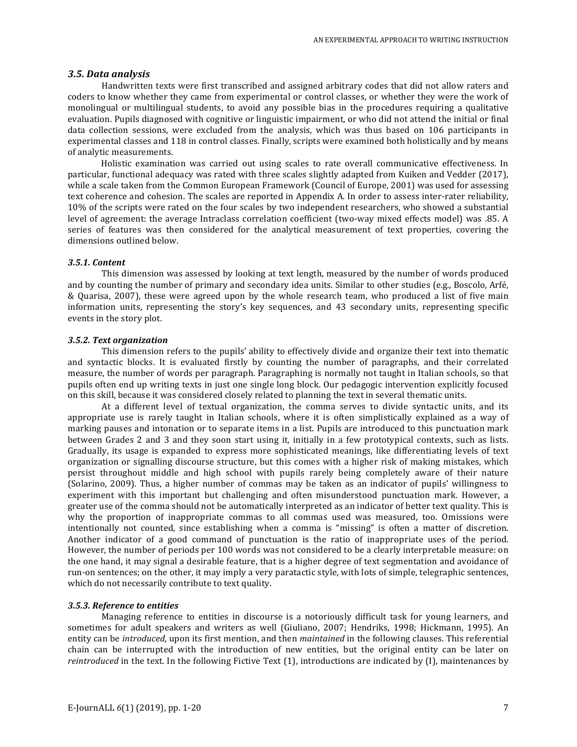### *3.5. Data analysis*

Handwritten texts were first transcribed and assigned arbitrary codes that did not allow raters and coders to know whether they came from experimental or control classes, or whether they were the work of monolingual or multilingual students, to avoid any possible bias in the procedures requiring a qualitative evaluation. Pupils diagnosed with cognitive or linguistic impairment, or who did not attend the initial or final data collection sessions, were excluded from the analysis, which was thus based on 106 participants in experimental classes and 118 in control classes. Finally, scripts were examined both holistically and by means of analytic measurements.

Holistic examination was carried out using scales to rate overall communicative effectiveness. In particular, functional adequacy was rated with three scales slightly adapted from Kuiken and Vedder (2017), while a scale taken from the Common European Framework (Council of Europe, 2001) was used for assessing text coherence and cohesion. The scales are reported in Appendix A. In order to assess inter-rater reliability, 10% of the scripts were rated on the four scales by two independent researchers, who showed a substantial level of agreement: the average Intraclass correlation coefficient (two-way mixed effects model) was .85. A series of features was then considered for the analytical measurement of text properties, covering the dimensions outlined below.

#### *3.5.1. Content*

This dimension was assessed by looking at text length, measured by the number of words produced and by counting the number of primary and secondary idea units. Similar to other studies (e.g., Boscolo, Arfé, & Quarisa, 2007), these were agreed upon by the whole research team, who produced a list of five main information units, representing the story's key sequences, and 43 secondary units, representing specific events in the story plot.

#### *3.5.2. Text organization*

This dimension refers to the pupils' ability to effectively divide and organize their text into thematic and syntactic blocks. It is evaluated firstly by counting the number of paragraphs, and their correlated measure, the number of words per paragraph. Paragraphing is normally not taught in Italian schools, so that pupils often end up writing texts in just one single long block. Our pedagogic intervention explicitly focused on this skill, because it was considered closely related to planning the text in several thematic units.

At a different level of textual organization, the comma serves to divide syntactic units, and its appropriate use is rarely taught in Italian schools, where it is often simplistically explained as a way of marking pauses and intonation or to separate items in a list. Pupils are introduced to this punctuation mark between Grades 2 and 3 and they soon start using it, initially in a few prototypical contexts, such as lists. Gradually, its usage is expanded to express more sophisticated meanings, like differentiating levels of text organization or signalling discourse structure, but this comes with a higher risk of making mistakes, which persist throughout middle and high school with pupils rarely being completely aware of their nature (Solarino, 2009). Thus, a higher number of commas may be taken as an indicator of pupils' willingness to experiment with this important but challenging and often misunderstood punctuation mark. However, a greater use of the comma should not be automatically interpreted as an indicator of better text quality. This is why the proportion of inappropriate commas to all commas used was measured, too. Omissions were intentionally not counted, since establishing when a comma is "missing" is often a matter of discretion. Another indicator of a good command of punctuation is the ratio of inappropriate uses of the period. However, the number of periods per 100 words was not considered to be a clearly interpretable measure: on the one hand, it may signal a desirable feature, that is a higher degree of text segmentation and avoidance of run-on sentences; on the other, it may imply a very paratactic style, with lots of simple, telegraphic sentences, which do not necessarily contribute to text quality.

#### *3.5.3. Reference to entities*

Managing reference to entities in discourse is a notoriously difficult task for young learners, and sometimes for adult speakers and writers as well (Giuliano, 2007; Hendriks, 1998; Hickmann, 1995). An entity can be *introduced*, upon its first mention, and then *maintained* in the following clauses. This referential chain can be interrupted with the introduction of new entities, but the original entity can be later on *reintroduced* in the text. In the following Fictive Text (1), introductions are indicated by (I), maintenances by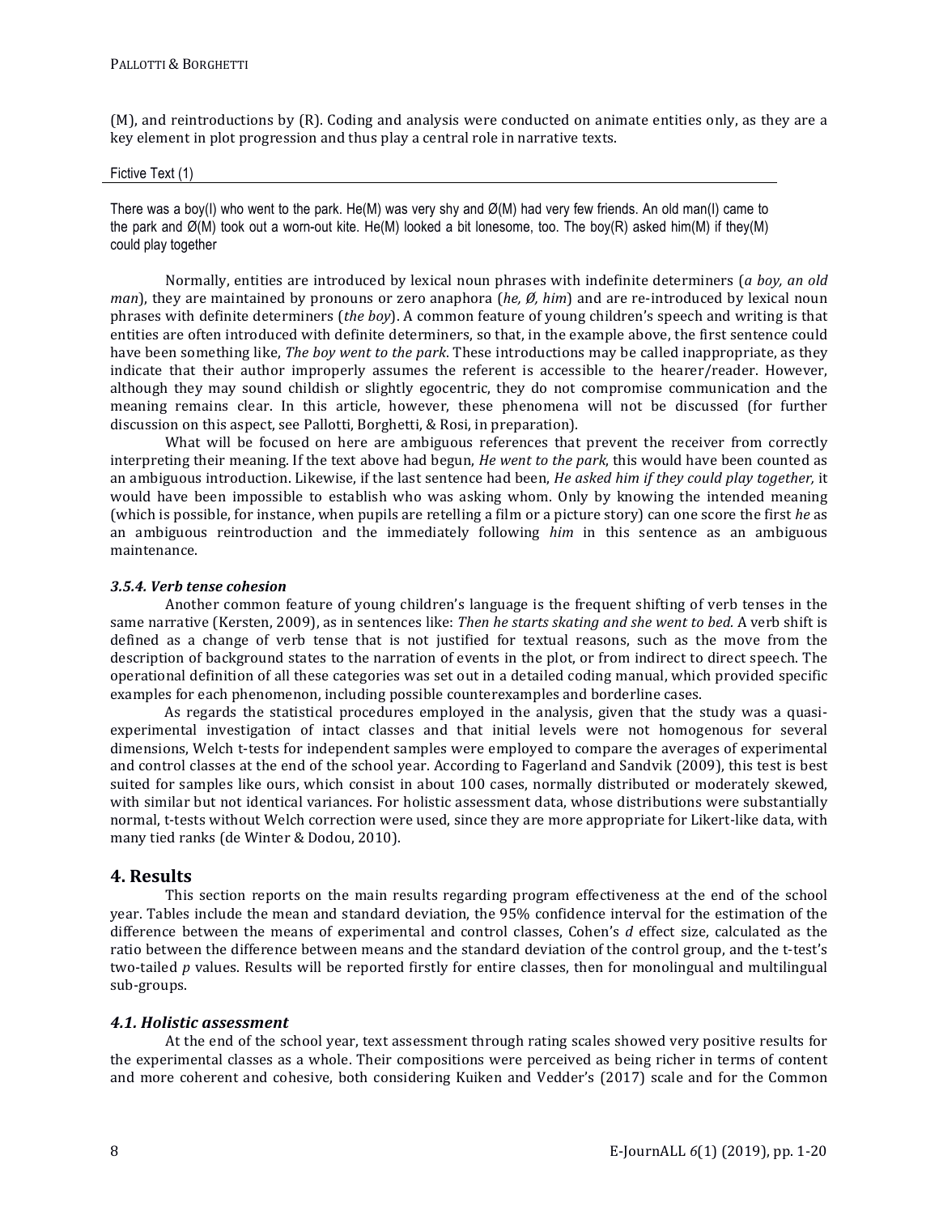(M), and reintroductions by (R). Coding and analysis were conducted on animate entities only, as they are a key element in plot progression and thus play a central role in narrative texts.

Fictive Text (1)

There was a boy(I) who went to the park. He(M) was very shy and Ø(M) had very few friends. An old man(I) came to the park and Ø(M) took out a worn-out kite. He(M) looked a bit lonesome, too. The boy(R) asked him(M) if they(M) could play together

Normally, entities are introduced by lexical noun phrases with indefinite determiners (*a boy, an old man*), they are maintained by pronouns or zero anaphora (*he, Ø, him*) and are re-introduced by lexical noun phrases with definite determiners (*the boy*). A common feature of young children's speech and writing is that entities are often introduced with definite determiners, so that, in the example above, the first sentence could have been something like, *The boy went to the park*. These introductions may be called inappropriate, as they indicate that their author improperly assumes the referent is accessible to the hearer/reader. However, although they may sound childish or slightly egocentric, they do not compromise communication and the meaning remains clear. In this article, however, these phenomena will not be discussed (for further discussion on this aspect, see Pallotti, Borghetti, & Rosi, in preparation).

What will be focused on here are ambiguous references that prevent the receiver from correctly interpreting their meaning. If the text above had begun, *He went to the park*, this would have been counted as an ambiguous introduction. Likewise, if the last sentence had been, *He asked him if they could play together,* it would have been impossible to establish who was asking whom. Only by knowing the intended meaning (which is possible, for instance, when pupils are retelling a film or a picture story) can one score the first *he* as an ambiguous reintroduction and the immediately following *him* in this sentence as an ambiguous maintenance.

#### *3.5.4. Verb tense cohesion*

Another common feature of young children's language is the frequent shifting of verb tenses in the same narrative (Kersten, 2009), as in sentences like: *Then he starts skating and she went to bed.* A verb shift is defined as a change of verb tense that is not justified for textual reasons, such as the move from the description of background states to the narration of events in the plot, or from indirect to direct speech. The operational definition of all these categories was set out in a detailed coding manual, which provided specific examples for each phenomenon, including possible counterexamples and borderline cases.

As regards the statistical procedures employed in the analysis, given that the study was a quasi-experimental investigation of intact classes and that initial levels were not homogenous for several dimensions, Welch t-tests for independent samples were employed to compare the averages of experimental and control classes at the end of the school year. According to Fagerland and Sandvik (2009), this test is best suited for samples like ours, which consist in about 100 cases, normally distributed or moderately skewed, with similar but not identical variances. For holistic assessment data, whose distributions were substantially normal, t-tests without Welch correction were used, since they are more appropriate for Likert-like data, with many tied ranks (de Winter & Dodou, 2010).

## 4. Results

This section reports on the main results regarding program effectiveness at the end of the school year. Tables include the mean and standard deviation, the 95% confidence interval for the estimation of the difference between the means of experimental and control classes, Cohen's *d* effect size, calculated as the ratio between the difference between means and the standard deviation of the control group, and the t-test's two-tailed *p* values. Results will be reported firstly for entire classes, then for monolingual and multilingual sub-groups.

### *4.1. Holistic assessment*

At the end of the school year, text assessment through rating scales showed very positive results for the experimental classes as a whole. Their compositions were perceived as being richer in terms of content and more coherent and cohesive, both considering Kuiken and Vedder's (2017) scale and for the Common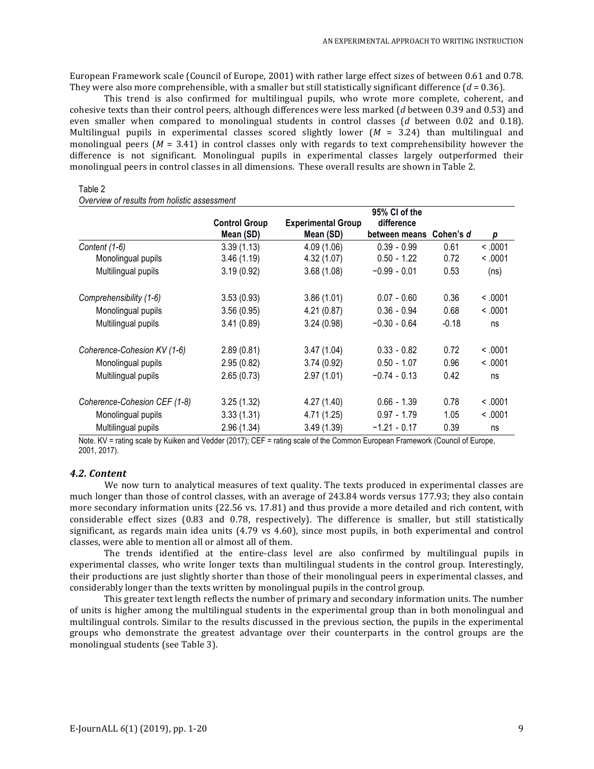European Framework scale (Council of Europe, 2001) with rather large effect sizes of between 0.61 and 0.78. They were also more comprehensible, with a smaller but still statistically significant difference ($d$ = 0.36).

This trend is also confirmed for multilingual pupils, who wrote more complete, coherent, and cohesive texts than their control peers, although differences were less marked ($d$ between 0.39 and 0.53) and even smaller when compared to monolingual students in control classes ($d$ between 0.02 and 0.18). Multilingual pupils in experimental classes scored slightly lower ($M$ = 3.24) than multilingual and monolingual peers ($M$ = 3.41) in control classes only with regards to text comprehensibility however the difference is not significant. Monolingual pupils in experimental classes largely outperformed their monolingual peers in control classes in all dimensions. These overall results are shown in Table 2.

Table 2

*Overview of results from holistic assessment*

| | Control Group Mean (SD) | Experimental Group Mean (SD) | 95% CI of the difference between means | Cohen's $d$ | $p$ |
|---|---|---|---|---|---|
| *Content (1-6)* | 3.39 (1.13) | 4.09 (1.06) | 0.39 - 0.99 | 0.61 | < .0001 |
| Monolingual pupils | 3.46 (1.19) | 4.32 (1.07) | 0.50 - 1.22 | 0.72 | < .0001 |
| Multilingual pupils | 3.19 (0.92) | 3.68 (1.08) | −0.99 - 0.01 | 0.53 | (ns) |
| *Comprehensibility (1-6)* | 3.53 (0.93) | 3.86 (1.01) | 0.07 - 0.60 | 0.36 | < .0001 |
| Monolingual pupils | 3.56 (0.95) | 4.21 (0.87) | 0.36 - 0.94 | 0.68 | < .0001 |
| Multilingual pupils | 3.41 (0.89) | 3.24 (0.98) | −0.30 - 0.64 | -0.18 | ns |
| *Coherence-Cohesion KV (1-6)* | 2.89 (0.81) | 3.47 (1.04) | 0.33 - 0.82 | 0.72 | < .0001 |
| Monolingual pupils | 2.95 (0.82) | 3.74 (0.92) | 0.50 - 1.07 | 0.96 | < .0001 |
| Multilingual pupils | 2.65 (0.73) | 2.97 (1.01) | −0.74 - 0.13 | 0.42 | ns |
| *Coherence-Cohesion CEF (1-8)* | 3.25 (1.32) | 4.27 (1.40) | 0.66 - 1.39 | 0.78 | < .0001 |
| Monolingual pupils | 3.33 (1.31) | 4.71 (1.25) | 0.97 - 1.79 | 1.05 | < .0001 |
| Multilingual pupils | 2.96 (1.34) | 3.49 (1.39) | −1.21 - 0.17 | 0.39 | ns |

Note. KV = rating scale by Kuiken and Vedder (2017); CEF = rating scale of the Common European Framework (Council of Europe, 2001, 2017).

### *4.2. Content*

We now turn to analytical measures of text quality. The texts produced in experimental classes are much longer than those of control classes, with an average of 243.84 words versus 177.93; they also contain more secondary information units (22.56 vs. 17.81) and thus provide a more detailed and rich content, with considerable effect sizes (0.83 and 0.78, respectively). The difference is smaller, but still statistically significant, as regards main idea units (4.79 vs 4.60), since most pupils, in both experimental and control classes, were able to mention all or almost all of them.

The trends identified at the entire-class level are also confirmed by multilingual pupils in experimental classes, who write longer texts than multilingual students in the control group. Interestingly, their productions are just slightly shorter than those of their monolingual peers in experimental classes, and considerably longer than the texts written by monolingual pupils in the control group.

This greater text length reflects the number of primary and secondary information units. The number of units is higher among the multilingual students in the experimental group than in both monolingual and multilingual controls. Similar to the results discussed in the previous section, the pupils in the experimental groups who demonstrate the greatest advantage over their counterparts in the control groups are the monolingual students (see Table 3).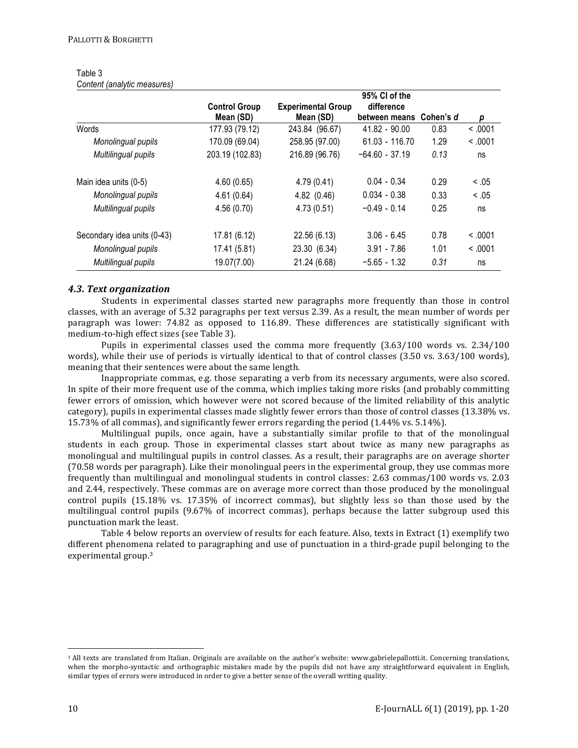Table 3
*Content (analytic measures)*

| | Control Group Mean (SD) | Experimental Group Mean (SD) | 95% CI of the difference between means | Cohen's *d* | *p* |
|---|---|---|---|---|---|
| Words | 177.93 (79.12) | 243.84 (96.67) | 41.82 - 90.00 | 0.83 | < .0001 |
| *Monolingual pupils* | 170.09 (69.04) | 258.95 (97.00) | 61.03 - 116.70 | 1.29 | < .0001 |
| *Multilingual pupils* | 203.19 (102.83) | 216.89 (96.76) | −64.60 - 37.19 | *0.13* | ns |
| Main idea units (0-5) | 4.60 (0.65) | 4.79 (0.41) | 0.04 - 0.34 | 0.29 | < .05 |
| *Monolingual pupils* | 4.61 (0.64) | 4.82 (0.46) | 0.034 - 0.38 | 0.33 | < .05 |
| *Multilingual pupils* | 4.56 (0.70) | 4.73 (0.51) | −0.49 - 0.14 | 0.25 | ns |
| Secondary idea units (0-43) | 17.81 (6.12) | 22.56 (6.13) | 3.06 - 6.45 | 0.78 | < .0001 |
| *Monolingual pupils* | 17.41 (5.81) | 23.30 (6.34) | 3.91 - 7.86 | 1.01 | < .0001 |
| *Multilingual pupils* | 19.07(7.00) | 21.24 (6.68) | −5.65 - 1.32 | *0.31* | ns |

### *4.3. Text organization*

Students in experimental classes started new paragraphs more frequently than those in control classes, with an average of 5.32 paragraphs per text versus 2.39. As a result, the mean number of words per paragraph was lower: 74.82 as opposed to 116.89. These differences are statistically significant with medium-to-high effect sizes (see Table 3).

Pupils in experimental classes used the comma more frequently (3.63/100 words vs. 2.34/100 words), while their use of periods is virtually identical to that of control classes (3.50 vs. 3.63/100 words), meaning that their sentences were about the same length.

Inappropriate commas, e.g. those separating a verb from its necessary arguments, were also scored. In spite of their more frequent use of the comma, which implies taking more risks (and probably committing fewer errors of omission, which however were not scored because of the limited reliability of this analytic category), pupils in experimental classes made slightly fewer errors than those of control classes (13.38% vs. 15.73% of all commas), and significantly fewer errors regarding the period (1.44% vs. 5.14%).

Multilingual pupils, once again, have a substantially similar profile to that of the monolingual students in each group. Those in experimental classes start about twice as many new paragraphs as monolingual and multilingual pupils in control classes. As a result, their paragraphs are on average shorter (70.58 words per paragraph). Like their monolingual peers in the experimental group, they use commas more frequently than multilingual and monolingual students in control classes: 2.63 commas/100 words vs. 2.03 and 2.44, respectively. These commas are on average more correct than those produced by the monolingual control pupils (15.18% vs. 17.35% of incorrect commas), but slightly less so than those used by the multilingual control pupils (9.67% of incorrect commas), perhaps because the latter subgroup used this punctuation mark the least.

Table 4 below reports an overview of results for each feature. Also, texts in Extract (1) exemplify two different phenomena related to paragraphing and use of punctuation in a third-grade pupil belonging to the experimental group.[3]

[3] All texts are translated from Italian. Originals are available on the author's website: www.gabrielepallotti.it. Concerning translations, when the morpho-syntactic and orthographic mistakes made by the pupils did not have any straightforward equivalent in English, similar types of errors were introduced in order to give a better sense of the overall writing quality.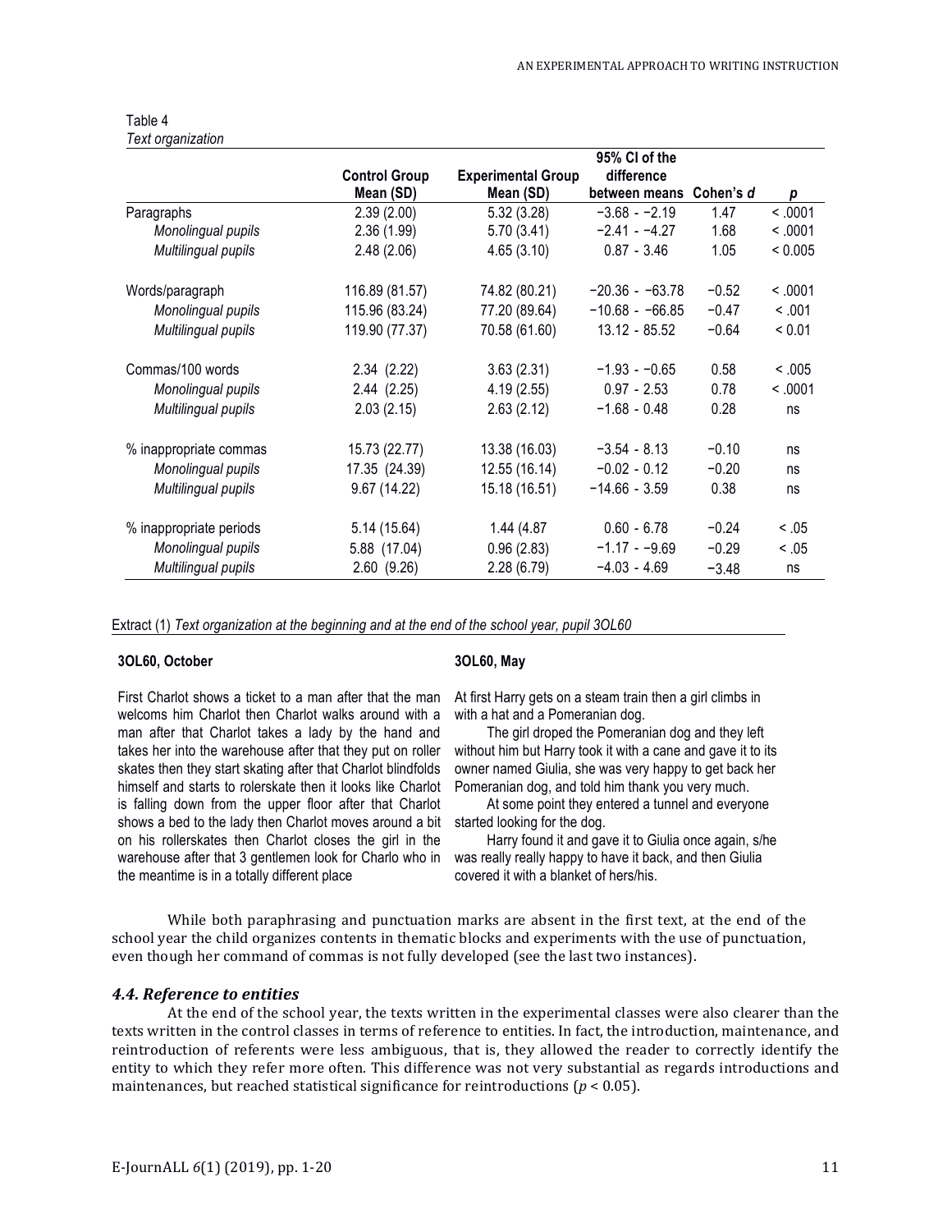Table 4
*Text organization*

| | Control Group Mean (SD) | Experimental Group Mean (SD) | 95% CI of the difference between means | Cohen's *d* | *p* |
|---|---|---|---|---|---|
| Paragraphs | 2.39 (2.00) | 5.32 (3.28) | −3.68 - −2.19 | 1.47 | < .0001 |
| *Monolingual pupils* | 2.36 (1.99) | 5.70 (3.41) | −2.41 - −4.27 | 1.68 | < .0001 |
| *Multilingual pupils* | 2.48 (2.06) | 4.65 (3.10) | 0.87 - 3.46 | 1.05 | < 0.005 |
| Words/paragraph | 116.89 (81.57) | 74.82 (80.21) | −20.36 - −63.78 | −0.52 | < .0001 |
| *Monolingual pupils* | 115.96 (83.24) | 77.20 (89.64) | −10.68 - −66.85 | −0.47 | < .001 |
| *Multilingual pupils* | 119.90 (77.37) | 70.58 (61.60) | 13.12 - 85.52 | −0.64 | < 0.01 |
| Commas/100 words | 2.34 (2.22) | 3.63 (2.31) | −1.93 - −0.65 | 0.58 | < .005 |
| *Monolingual pupils* | 2.44 (2.25) | 4.19 (2.55) | 0.97 - 2.53 | 0.78 | < .0001 |
| *Multilingual pupils* | 2.03 (2.15) | 2.63 (2.12) | −1.68 - 0.48 | 0.28 | ns |
| % inappropriate commas | 15.73 (22.77) | 13.38 (16.03) | −3.54 - 8.13 | −0.10 | ns |
| *Monolingual pupils* | 17.35 (24.39) | 12.55 (16.14) | −0.02 - 0.12 | −0.20 | ns |
| *Multilingual pupils* | 9.67 (14.22) | 15.18 (16.51) | −14.66 - 3.59 | 0.38 | ns |
| % inappropriate periods | 5.14 (15.64) | 1.44 (4.87 | 0.60 - 6.78 | −0.24 | < .05 |
| *Monolingual pupils* | 5.88 (17.04) | 0.96 (2.83) | −1.17 - −9.69 | −0.29 | < .05 |
| *Multilingual pupils* | 2.60 (9.26) | 2.28 (6.79) | −4.03 - 4.69 | −3.48 | ns |

Extract (1) *Text organization at the beginning and at the end of the school year, pupil 3OL60*

**3OL60, October**

First Charlot shows a ticket to a man after that the man welcoms him Charlot then Charlot walks around with a man after that Charlot takes a lady by the hand and takes her into the warehouse after that they put on roller skates then they start skating after that Charlot blindfolds himself and starts to rolerskate then it looks like Charlot is falling down from the upper floor after that Charlot shows a bed to the lady then Charlot moves around a bit on his rollerskates then Charlot closes the girl in the warehouse after that 3 gentlemen look for Charlo who in the meantime is in a totally different place

**3OL60, May**

At first Harry gets on a steam train then a girl climbs in with a hat and a Pomeranian dog.

The girl droped the Pomeranian dog and they left without him but Harry took it with a cane and gave it to its owner named Giulia, she was very happy to get back her Pomeranian dog, and told him thank you very much.

At some point they entered a tunnel and everyone started looking for the dog.

Harry found it and gave it to Giulia once again, s/he was really really happy to have it back, and then Giulia covered it with a blanket of hers/his.

While both paraphrasing and punctuation marks are absent in the first text, at the end of the school year the child organizes contents in thematic blocks and experiments with the use of punctuation, even though her command of commas is not fully developed (see the last two instances).

### *4.4. Reference to entities*

At the end of the school year, the texts written in the experimental classes were also clearer than the texts written in the control classes in terms of reference to entities. In fact, the introduction, maintenance, and reintroduction of referents were less ambiguous, that is, they allowed the reader to correctly identify the entity to which they refer more often. This difference was not very substantial as regards introductions and maintenances, but reached statistical significance for reintroductions ($p < 0.05$).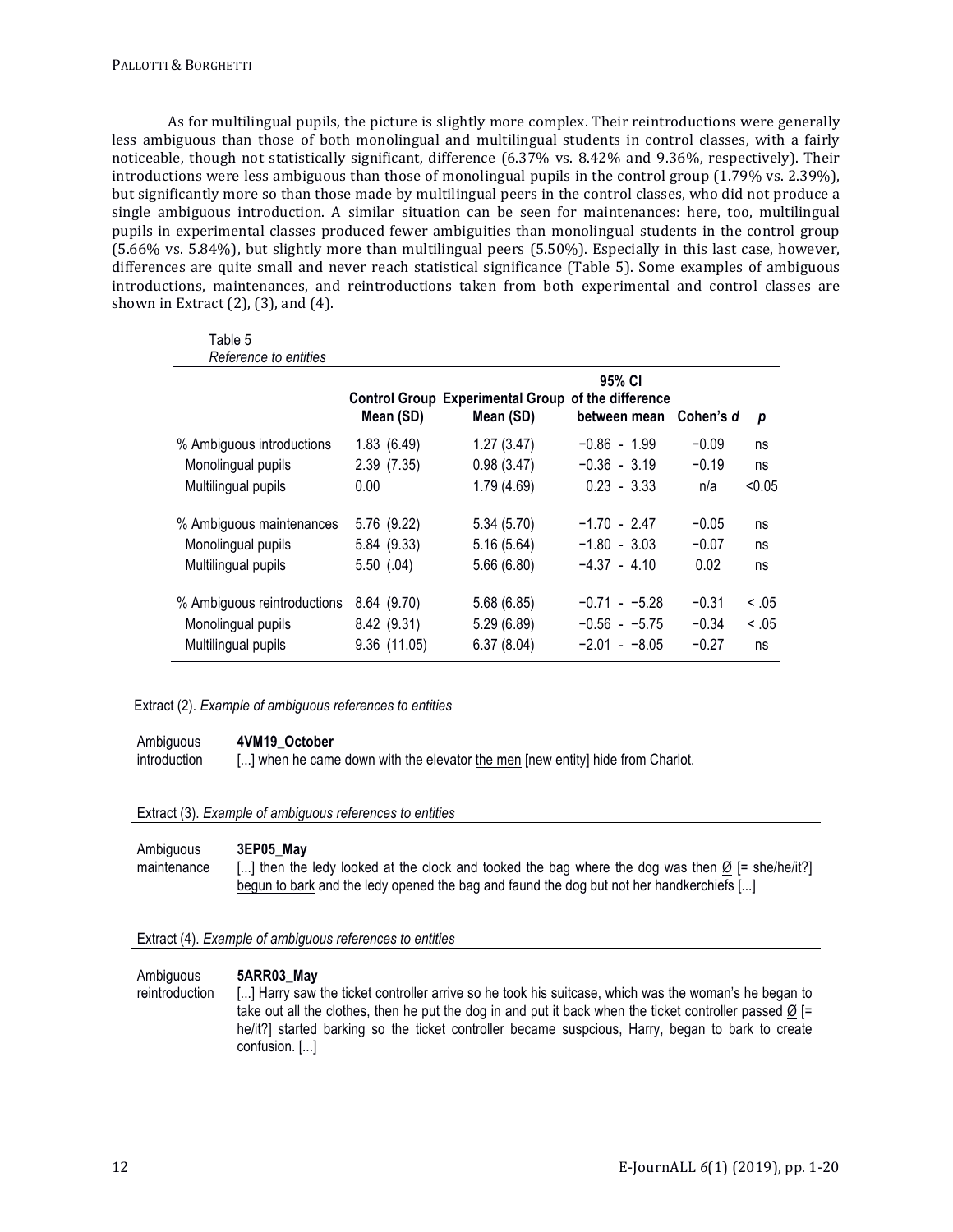As for multilingual pupils, the picture is slightly more complex. Their reintroductions were generally less ambiguous than those of both monolingual and multilingual students in control classes, with a fairly noticeable, though not statistically significant, difference (6.37% vs. 8.42% and 9.36%, respectively). Their introductions were less ambiguous than those of monolingual pupils in the control group (1.79% vs. 2.39%), but significantly more so than those made by multilingual peers in the control classes, who did not produce a single ambiguous introduction. A similar situation can be seen for maintenances: here, too, multilingual pupils in experimental classes produced fewer ambiguities than monolingual students in the control group (5.66% vs. 5.84%), but slightly more than multilingual peers (5.50%). Especially in this last case, however, differences are quite small and never reach statistical significance (Table 5). Some examples of ambiguous introductions, maintenances, and reintroductions taken from both experimental and control classes are shown in Extract (2), (3), and (4).

Table 5
*Reference to entities*

| | Control Group Mean (SD) | Experimental Group Mean (SD) | 95% CI of the difference between mean | Cohen's *d* | *p* |
|---|---|---|---|---|---|
| % Ambiguous introductions | 1.83 (6.49) | 1.27 (3.47) | −0.86 - 1.99 | −0.09 | ns |
| Monolingual pupils | 2.39 (7.35) | 0.98 (3.47) | −0.36 - 3.19 | −0.19 | ns |
| Multilingual pupils | 0.00 | 1.79 (4.69) | 0.23 - 3.33 | n/a | <0.05 |
| % Ambiguous maintenances | 5.76 (9.22) | 5.34 (5.70) | −1.70 - 2.47 | −0.05 | ns |
| Monolingual pupils | 5.84 (9.33) | 5.16 (5.64) | −1.80 - 3.03 | −0.07 | ns |
| Multilingual pupils | 5.50 (.04) | 5.66 (6.80) | −4.37 - 4.10 | 0.02 | ns |
| % Ambiguous reintroductions | 8.64 (9.70) | 5.68 (6.85) | −0.71 - −5.28 | −0.31 | < .05 |
| Monolingual pupils | 8.42 (9.31) | 5.29 (6.89) | −0.56 - −5.75 | −0.34 | < .05 |
| Multilingual pupils | 9.36 (11.05) | 6.37 (8.04) | −2.01 - −8.05 | −0.27 | ns |

Extract (2). *Example of ambiguous references to entities*

| | |
|---|---|
| Ambiguous introduction | **4VM19_October**<br>[...] when he came down with the elevator the men [new entity] hide from Charlot. |

Extract (3). *Example of ambiguous references to entities*

| | |
|---|---|
| Ambiguous maintenance | **3EP05_May**<br>[...] then the ledy looked at the clock and tooked the bag where the dog was then Ø [= she/he/it?] begun to bark and the ledy opened the bag and faund the dog but not her handkerchiefs [...] |

Extract (4). *Example of ambiguous references to entities*

| | |
|---|---|
| Ambiguous reintroduction | **5ARR03_May**<br>[...] Harry saw the ticket controller arrive so he took his suitcase, which was the woman's he began to take out all the clothes, then he put the dog in and put it back when the ticket controller passed Ø [= he/it?] started barking so the ticket controller became suspcious, Harry, began to bark to create confusion. [...] |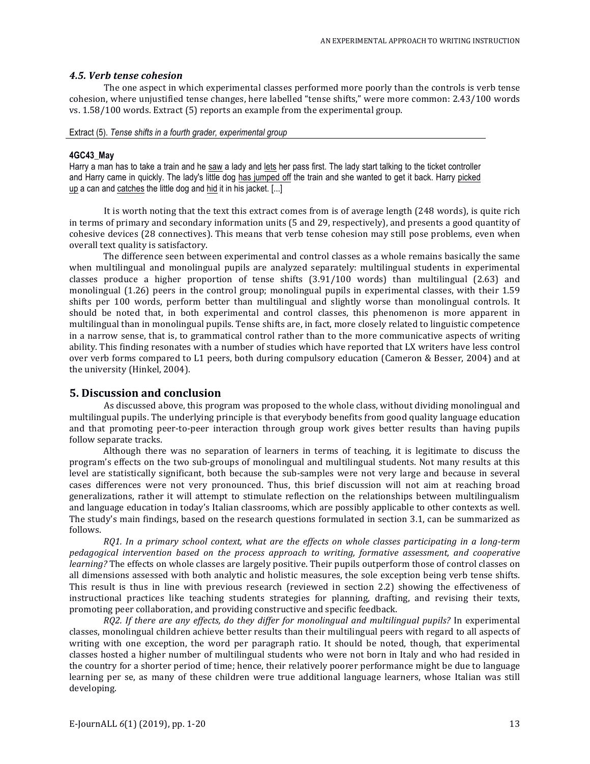### *4.5. Verb tense cohesion*

The one aspect in which experimental classes performed more poorly than the controls is verb tense cohesion, where unjustified tense changes, here labelled "tense shifts," were more common: 2.43/100 words vs. 1.58/100 words. Extract (5) reports an example from the experimental group.

Extract (5). *Tense shifts in a fourth grader, experimental group*

**4GC43_May**

Harry a man has to take a train and he <u>saw</u> a lady and <u>lets</u> her pass first. The lady start talking to the ticket controller and Harry came in quickly. The lady's little dog <u>has jumped off</u> the train and she wanted to get it back. Harry <u>picked up</u> a can and <u>catches</u> the little dog and <u>hid</u> it in his jacket. [...]

It is worth noting that the text this extract comes from is of average length (248 words), is quite rich in terms of primary and secondary information units (5 and 29, respectively), and presents a good quantity of cohesive devices (28 connectives). This means that verb tense cohesion may still pose problems, even when overall text quality is satisfactory.

The difference seen between experimental and control classes as a whole remains basically the same when multilingual and monolingual pupils are analyzed separately: multilingual students in experimental classes produce a higher proportion of tense shifts (3.91/100 words) than multilingual (2.63) and monolingual (1.26) peers in the control group; monolingual pupils in experimental classes, with their 1.59 shifts per 100 words, perform better than multilingual and slightly worse than monolingual controls. It should be noted that, in both experimental and control classes, this phenomenon is more apparent in multilingual than in monolingual pupils. Tense shifts are, in fact, more closely related to linguistic competence in a narrow sense, that is, to grammatical control rather than to the more communicative aspects of writing ability. This finding resonates with a number of studies which have reported that LX writers have less control over verb forms compared to L1 peers, both during compulsory education (Cameron & Besser, 2004) and at the university (Hinkel, 2004).

## 5. Discussion and conclusion

As discussed above, this program was proposed to the whole class, without dividing monolingual and multilingual pupils. The underlying principle is that everybody benefits from good quality language education and that promoting peer-to-peer interaction through group work gives better results than having pupils follow separate tracks.

Although there was no separation of learners in terms of teaching, it is legitimate to discuss the program's effects on the two sub-groups of monolingual and multilingual students. Not many results at this level are statistically significant, both because the sub-samples were not very large and because in several cases differences were not very pronounced. Thus, this brief discussion will not aim at reaching broad generalizations, rather it will attempt to stimulate reflection on the relationships between multilingualism and language education in today's Italian classrooms, which are possibly applicable to other contexts as well. The study's main findings, based on the research questions formulated in section 3.1, can be summarized as follows.

*RQ1. In a primary school context, what are the effects on whole classes participating in a long-term pedagogical intervention based on the process approach to writing, formative assessment, and cooperative learning?* The effects on whole classes are largely positive. Their pupils outperform those of control classes on all dimensions assessed with both analytic and holistic measures, the sole exception being verb tense shifts. This result is thus in line with previous research (reviewed in section 2.2) showing the effectiveness of instructional practices like teaching students strategies for planning, drafting, and revising their texts, promoting peer collaboration, and providing constructive and specific feedback.

*RQ2. If there are any effects, do they differ for monolingual and multilingual pupils?* In experimental classes, monolingual children achieve better results than their multilingual peers with regard to all aspects of writing with one exception, the word per paragraph ratio. It should be noted, though, that experimental classes hosted a higher number of multilingual students who were not born in Italy and who had resided in the country for a shorter period of time; hence, their relatively poorer performance might be due to language learning per se, as many of these children were true additional language learners, whose Italian was still developing.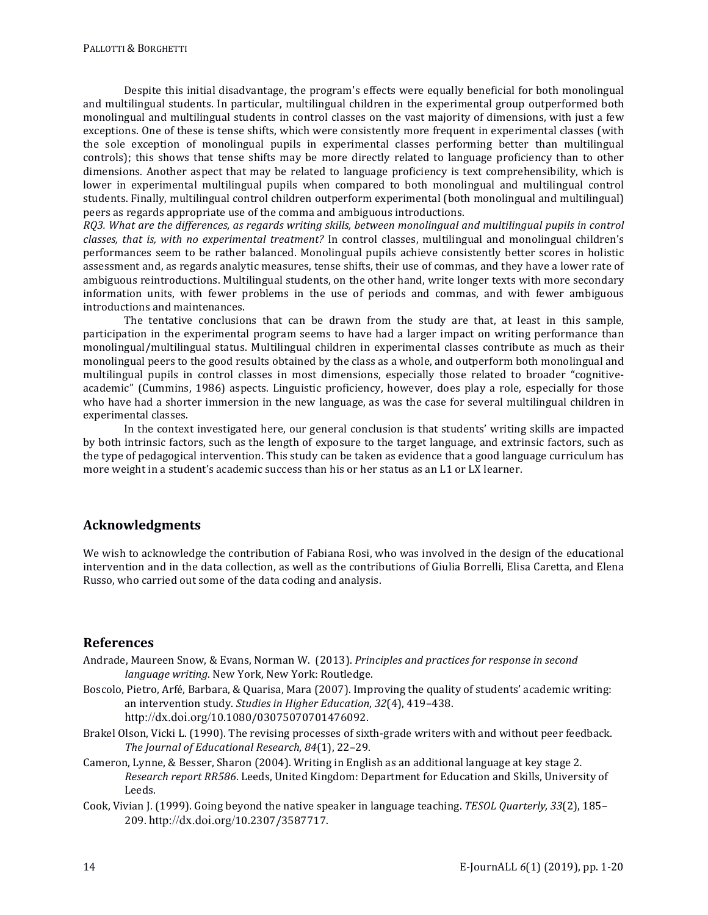Despite this initial disadvantage, the program's effects were equally beneficial for both monolingual and multilingual students. In particular, multilingual children in the experimental group outperformed both monolingual and multilingual students in control classes on the vast majority of dimensions, with just a few exceptions. One of these is tense shifts, which were consistently more frequent in experimental classes (with the sole exception of monolingual pupils in experimental classes performing better than multilingual controls); this shows that tense shifts may be more directly related to language proficiency than to other dimensions. Another aspect that may be related to language proficiency is text comprehensibility, which is lower in experimental multilingual pupils when compared to both monolingual and multilingual control students. Finally, multilingual control children outperform experimental (both monolingual and multilingual) peers as regards appropriate use of the comma and ambiguous introductions.

*RQ3. What are the differences, as regards writing skills, between monolingual and multilingual pupils in control classes, that is, with no experimental treatment?* In control classes, multilingual and monolingual children's performances seem to be rather balanced. Monolingual pupils achieve consistently better scores in holistic assessment and, as regards analytic measures, tense shifts, their use of commas, and they have a lower rate of ambiguous reintroductions. Multilingual students, on the other hand, write longer texts with more secondary information units, with fewer problems in the use of periods and commas, and with fewer ambiguous introductions and maintenances.

The tentative conclusions that can be drawn from the study are that, at least in this sample, participation in the experimental program seems to have had a larger impact on writing performance than monolingual/multilingual status. Multilingual children in experimental classes contribute as much as their monolingual peers to the good results obtained by the class as a whole, and outperform both monolingual and multilingual pupils in control classes in most dimensions, especially those related to broader "cognitive-academic" (Cummins, 1986) aspects. Linguistic proficiency, however, does play a role, especially for those who have had a shorter immersion in the new language, as was the case for several multilingual children in experimental classes.

In the context investigated here, our general conclusion is that students' writing skills are impacted by both intrinsic factors, such as the length of exposure to the target language, and extrinsic factors, such as the type of pedagogical intervention. This study can be taken as evidence that a good language curriculum has more weight in a student's academic success than his or her status as an L1 or LX learner.

## Acknowledgments

We wish to acknowledge the contribution of Fabiana Rosi, who was involved in the design of the educational intervention and in the data collection, as well as the contributions of Giulia Borrelli, Elisa Caretta, and Elena Russo, who carried out some of the data coding and analysis.

## References

Andrade, Maureen Snow, & Evans, Norman W. (2013). *Principles and practices for response in second language writing*. New York, New York: Routledge.

Boscolo, Pietro, Arfé, Barbara, & Quarisa, Mara (2007). Improving the quality of students' academic writing: an intervention study. *Studies in Higher Education*, *32*(4), 419–438. http://dx.doi.org/10.1080/03075070701476092.

Brakel Olson, Vicki L. (1990). The revising processes of sixth-grade writers with and without peer feedback. *The Journal of Educational Research, 84*(1), 22–29.

Cameron, Lynne, & Besser, Sharon (2004). Writing in English as an additional language at key stage 2. *Research report RR586*. Leeds, United Kingdom: Department for Education and Skills, University of Leeds.

Cook, Vivian J. (1999). Going beyond the native speaker in language teaching. *TESOL Quarterly, 33*(2), 185–209. http://dx.doi.org/10.2307/3587717.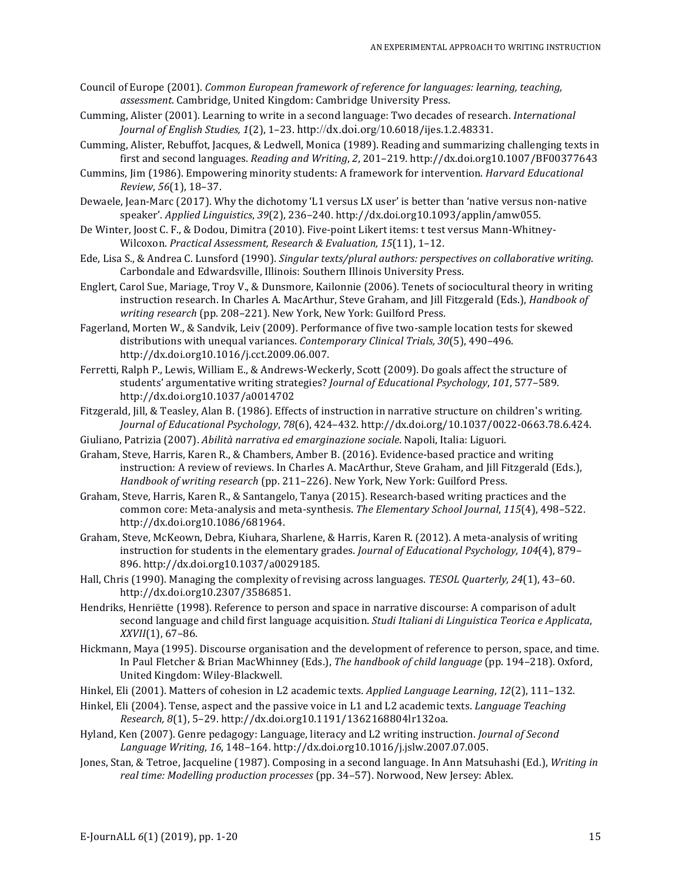Council of Europe (2001). *Common European framework of reference for languages: learning, teaching, assessment*. Cambridge, United Kingdom: Cambridge University Press.

Cumming, Alister (2001). Learning to write in a second language: Two decades of research. *International Journal of English Studies, 1*(2), 1–23. http://dx.doi.org/10.6018/ijes.1.2.48331.

Cumming, Alister, Rebuffot, Jacques, & Ledwell, Monica (1989). Reading and summarizing challenging texts in first and second languages. *Reading and Writing*, *2*, 201–219. http://dx.doi.org10.1007/BF00377643

Cummins, Jim (1986). Empowering minority students: A framework for intervention. *Harvard Educational Review*, *56*(1), 18–37.

Dewaele, Jean-Marc (2017). Why the dichotomy 'L1 versus LX user' is better than 'native versus non-native speaker'. *Applied Linguistics*, *39*(2), 236–240. http://dx.doi.org10.1093/applin/amw055.

De Winter, Joost C. F., & Dodou, Dimitra (2010). Five-point Likert items: t test versus Mann-Whitney-Wilcoxon. *Practical Assessment, Research & Evaluation, 15*(11), 1–12.

Ede, Lisa S., & Andrea C. Lunsford (1990). *Singular texts/plural authors: perspectives on collaborative writing*. Carbondale and Edwardsville, Illinois: Southern Illinois University Press.

Englert, Carol Sue, Mariage, Troy V., & Dunsmore, Kailonnie (2006). Tenets of sociocultural theory in writing instruction research. In Charles A. MacArthur, Steve Graham, and Jill Fitzgerald (Eds.), *Handbook of writing research* (pp. 208–221). New York, New York: Guilford Press.

Fagerland, Morten W., & Sandvik, Leiv (2009). Performance of five two-sample location tests for skewed distributions with unequal variances. *Contemporary Clinical Trials, 30*(5), 490–496. http://dx.doi.org10.1016/j.cct.2009.06.007.

Ferretti, Ralph P., Lewis, William E., & Andrews-Weckerly, Scott (2009). Do goals affect the structure of students' argumentative writing strategies? *Journal of Educational Psychology*, *101*, 577–589. http://dx.doi.org10.1037/a0014702

Fitzgerald, Jill, & Teasley, Alan B. (1986). Effects of instruction in narrative structure on children's writing. *Journal of Educational Psychology*, *78*(6), 424–432. http://dx.doi.org/10.1037/0022-0663.78.6.424.

Giuliano, Patrizia (2007). *Abilità narrativa ed emarginazione sociale*. Napoli, Italia: Liguori.

Graham, Steve, Harris, Karen R., & Chambers, Amber B. (2016). Evidence-based practice and writing instruction: A review of reviews. In Charles A. MacArthur, Steve Graham, and Jill Fitzgerald (Eds.), *Handbook of writing research* (pp. 211–226). New York, New York: Guilford Press.

Graham, Steve, Harris, Karen R., & Santangelo, Tanya (2015). Research-based writing practices and the common core: Meta-analysis and meta-synthesis. *The Elementary School Journal*, *115*(4), 498–522. http://dx.doi.org10.1086/681964.

Graham, Steve, McKeown, Debra, Kiuhara, Sharlene, & Harris, Karen R. (2012). A meta-analysis of writing instruction for students in the elementary grades. *Journal of Educational Psychology, 104*(4), 879–896. http://dx.doi.org10.1037/a0029185.

Hall, Chris (1990). Managing the complexity of revising across languages. *TESOL Quarterly, 24*(1), 43–60. http://dx.doi.org10.2307/3586851.

Hendriks, Henriëtte (1998). Reference to person and space in narrative discourse: A comparison of adult second language and child first language acquisition. *Studi Italiani di Linguistica Teorica e Applicata*, *XXVII*(1), 67–86.

Hickmann, Maya (1995). Discourse organisation and the development of reference to person, space, and time. In Paul Fletcher & Brian MacWhinney (Eds.), *The handbook of child language* (pp. 194–218). Oxford, United Kingdom: Wiley-Blackwell.

Hinkel, Eli (2001). Matters of cohesion in L2 academic texts. *Applied Language Learning*, *12*(2), 111–132.

Hinkel, Eli (2004). Tense, aspect and the passive voice in L1 and L2 academic texts. *Language Teaching Research, 8*(1), 5–29. http://dx.doi.org10.1191/1362168804lr132oa.

Hyland, Ken (2007). Genre pedagogy: Language, literacy and L2 writing instruction. *Journal of Second Language Writing*, *16*, 148–164. http://dx.doi.org10.1016/j.jslw.2007.07.005.

Jones, Stan, & Tetroe, Jacqueline (1987). Composing in a second language. In Ann Matsuhashi (Ed.), *Writing in real time: Modelling production processes* (pp. 34–57). Norwood, New Jersey: Ablex.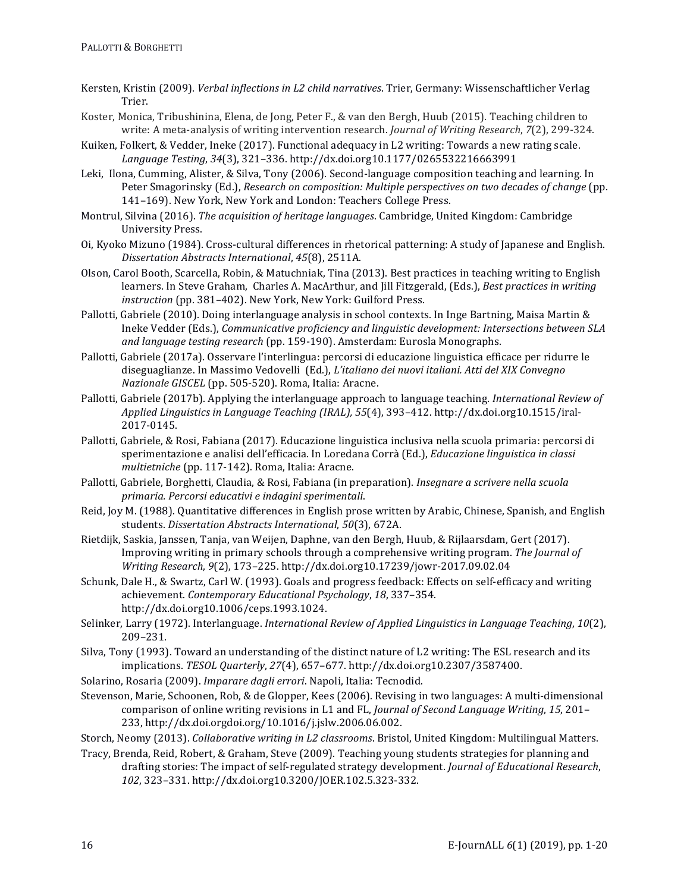Kersten, Kristin (2009). *Verbal inflections in L2 child narratives*. Trier, Germany: Wissenschaftlicher Verlag Trier.

Koster, Monica, Tribushinina, Elena, de Jong, Peter F., & van den Bergh, Huub (2015). Teaching children to write: A meta-analysis of writing intervention research. *Journal of Writing Research*, *7*(2), 299-324.

Kuiken, Folkert, & Vedder, Ineke (2017). Functional adequacy in L2 writing: Towards a new rating scale. *Language Testing*, *34*(3), 321–336. http://dx.doi.org10.1177/0265532216663991

Leki, Ilona, Cumming, Alister, & Silva, Tony (2006). Second-language composition teaching and learning. In Peter Smagorinsky (Ed.), *Research on composition: Multiple perspectives on two decades of change* (pp. 141–169). New York, New York and London: Teachers College Press.

Montrul, Silvina (2016). *The acquisition of heritage languages*. Cambridge, United Kingdom: Cambridge University Press.

Oi, Kyoko Mizuno (1984). Cross-cultural differences in rhetorical patterning: A study of Japanese and English. *Dissertation Abstracts International*, *45*(8), 2511A.

Olson, Carol Booth, Scarcella, Robin, & Matuchniak, Tina (2013). Best practices in teaching writing to English learners. In Steve Graham, Charles A. MacArthur, and Jill Fitzgerald, (Eds.), *Best practices in writing instruction* (pp. 381–402). New York, New York: Guilford Press.

Pallotti, Gabriele (2010). Doing interlanguage analysis in school contexts. In Inge Bartning, Maisa Martin & Ineke Vedder (Eds.), *Communicative proficiency and linguistic development: Intersections between SLA and language testing research* (pp. 159-190). Amsterdam: Eurosla Monographs.

Pallotti, Gabriele (2017a). Osservare l'interlingua: percorsi di educazione linguistica efficace per ridurre le diseguaglianze. In Massimo Vedovelli (Ed.), *L'italiano dei nuovi italiani. Atti del XIX Convegno Nazionale GISCEL* (pp. 505-520). Roma, Italia: Aracne.

Pallotti, Gabriele (2017b). Applying the interlanguage approach to language teaching. *International Review of Applied Linguistics in Language Teaching (IRAL), 55*(4), 393–412. http://dx.doi.org10.1515/iral-2017-0145.

Pallotti, Gabriele, & Rosi, Fabiana (2017). Educazione linguistica inclusiva nella scuola primaria: percorsi di sperimentazione e analisi dell'efficacia. In Loredana Corrà (Ed.), *Educazione linguistica in classi multietniche* (pp. 117-142). Roma, Italia: Aracne.

Pallotti, Gabriele, Borghetti, Claudia, & Rosi, Fabiana (in preparation). *Insegnare a scrivere nella scuola primaria. Percorsi educativi e indagini sperimentali*.

Reid, Joy M. (1988). Quantitative differences in English prose written by Arabic, Chinese, Spanish, and English students. *Dissertation Abstracts International*, *50*(3), 672A.

Rietdijk, Saskia, Janssen, Tanja, van Weijen, Daphne, van den Bergh, Huub, & Rijlaarsdam, Gert (2017). Improving writing in primary schools through a comprehensive writing program. *The Journal of Writing Research*, *9*(2), 173–225. http://dx.doi.org10.17239/jowr-2017.09.02.04

Schunk, Dale H., & Swartz, Carl W. (1993). Goals and progress feedback: Effects on self-efficacy and writing achievement. *Contemporary Educational Psychology*, *18*, 337–354. http://dx.doi.org10.1006/ceps.1993.1024.

Selinker, Larry (1972). Interlanguage. *International Review of Applied Linguistics in Language Teaching*, *10*(2), 209–231.

Silva, Tony (1993). Toward an understanding of the distinct nature of L2 writing: The ESL research and its implications. *TESOL Quarterly*, *27*(4), 657–677. http://dx.doi.org10.2307/3587400.

Solarino, Rosaria (2009). *Imparare dagli errori*. Napoli, Italia: Tecnodid.

Stevenson, Marie, Schoonen, Rob, & de Glopper, Kees (2006). Revising in two languages: A multi-dimensional comparison of online writing revisions in L1 and FL, *Journal of Second Language Writing*, *15*, 201–233, http://dx.doi.orgdoi.org/10.1016/j.jslw.2006.06.002.

Storch, Neomy (2013). *Collaborative writing in L2 classrooms*. Bristol, United Kingdom: Multilingual Matters.

Tracy, Brenda, Reid, Robert, & Graham, Steve (2009). Teaching young students strategies for planning and drafting stories: The impact of self-regulated strategy development. *Journal of Educational Research*, *102*, 323–331. http://dx.doi.org10.3200/JOER.102.5.323-332.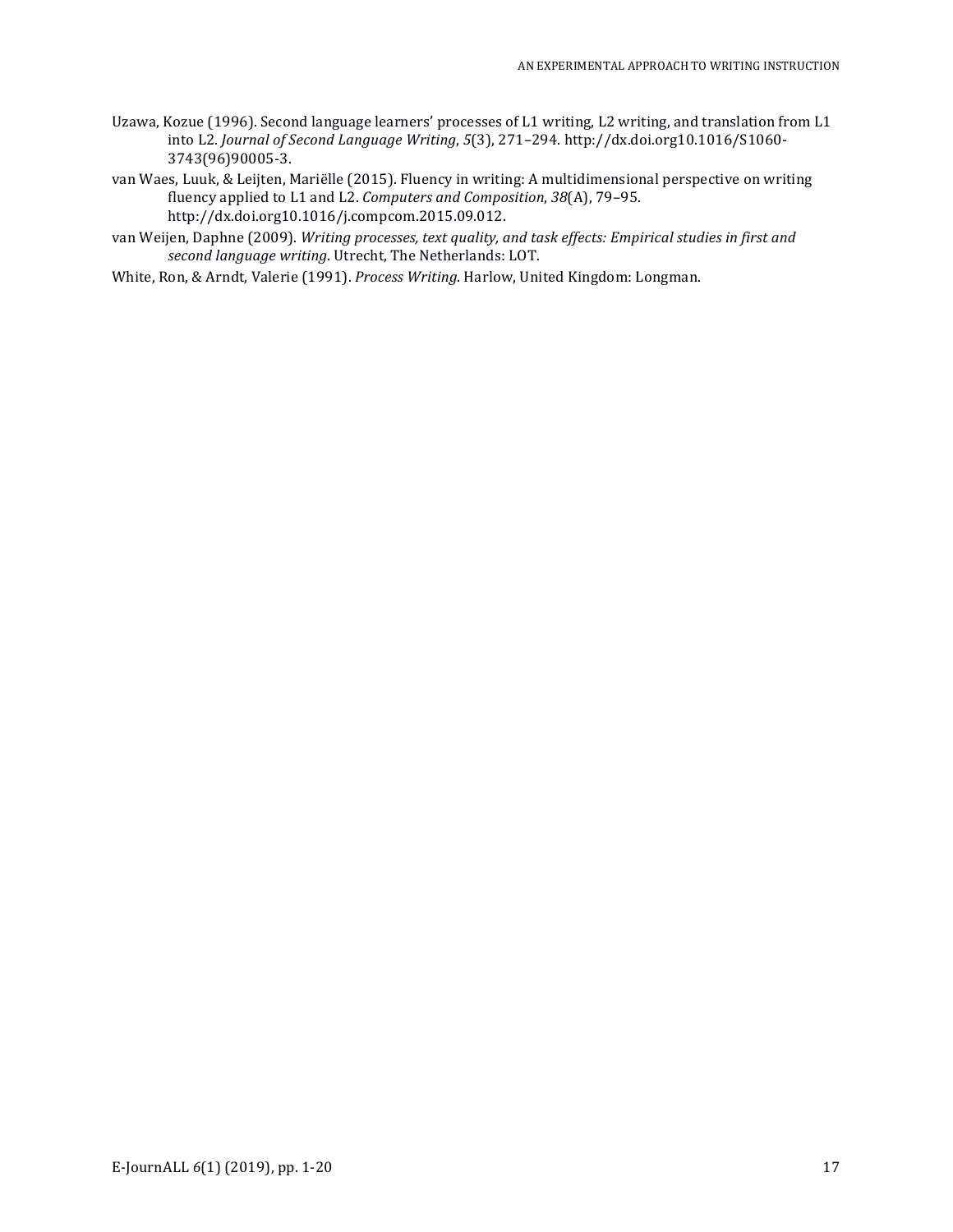Uzawa, Kozue (1996). Second language learners' processes of L1 writing, L2 writing, and translation from L1 into L2. *Journal of Second Language Writing*, *5*(3), 271–294. http://dx.doi.org10.1016/S1060-3743(96)90005-3.

van Waes, Luuk, & Leijten, Mariëlle (2015). Fluency in writing: A multidimensional perspective on writing fluency applied to L1 and L2. *Computers and Composition*, *38*(A), 79–95. http://dx.doi.org10.1016/j.compcom.2015.09.012.

van Weijen, Daphne (2009). *Writing processes, text quality, and task effects: Empirical studies in first and second language writing*. Utrecht, The Netherlands: LOT.

White, Ron, & Arndt, Valerie (1991). *Process Writing*. Harlow, United Kingdom: Longman.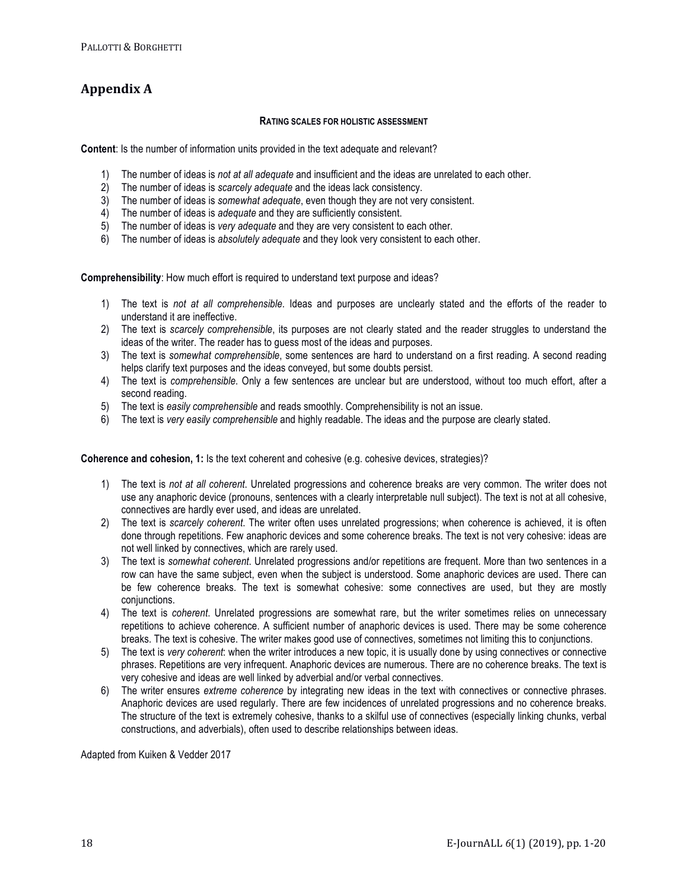## Appendix A

**RATING SCALES FOR HOLISTIC ASSESSMENT**

**Content**: Is the number of information units provided in the text adequate and relevant?

1) The number of ideas is *not at all adequate* and insufficient and the ideas are unrelated to each other.
2) The number of ideas is *scarcely adequate* and the ideas lack consistency.
3) The number of ideas is *somewhat adequate*, even though they are not very consistent.
4) The number of ideas is *adequate* and they are sufficiently consistent.
5) The number of ideas is *very adequate* and they are very consistent to each other.
6) The number of ideas is *absolutely adequate* and they look very consistent to each other.

**Comprehensibility**: How much effort is required to understand text purpose and ideas?

1) The text is *not at all comprehensible*. Ideas and purposes are unclearly stated and the efforts of the reader to understand it are ineffective.
2) The text is *scarcely comprehensible*, its purposes are not clearly stated and the reader struggles to understand the ideas of the writer. The reader has to guess most of the ideas and purposes.
3) The text is *somewhat comprehensible*, some sentences are hard to understand on a first reading. A second reading helps clarify text purposes and the ideas conveyed, but some doubts persist.
4) The text is *comprehensible*. Only a few sentences are unclear but are understood, without too much effort, after a second reading.
5) The text is *easily comprehensible* and reads smoothly. Comprehensibility is not an issue.
6) The text is *very easily comprehensible* and highly readable. The ideas and the purpose are clearly stated.

**Coherence and cohesion, 1:** Is the text coherent and cohesive (e.g. cohesive devices, strategies)?

1) The text is *not at all coherent*. Unrelated progressions and coherence breaks are very common. The writer does not use any anaphoric device (pronouns, sentences with a clearly interpretable null subject). The text is not at all cohesive, connectives are hardly ever used, and ideas are unrelated.
2) The text is *scarcely coherent*. The writer often uses unrelated progressions; when coherence is achieved, it is often done through repetitions. Few anaphoric devices and some coherence breaks. The text is not very cohesive: ideas are not well linked by connectives, which are rarely used.
3) The text is *somewhat coherent*. Unrelated progressions and/or repetitions are frequent. More than two sentences in a row can have the same subject, even when the subject is understood. Some anaphoric devices are used. There can be few coherence breaks. The text is somewhat cohesive: some connectives are used, but they are mostly conjunctions.
4) The text is *coherent*. Unrelated progressions are somewhat rare, but the writer sometimes relies on unnecessary repetitions to achieve coherence. A sufficient number of anaphoric devices is used. There may be some coherence breaks. The text is cohesive. The writer makes good use of connectives, sometimes not limiting this to conjunctions.
5) The text is *very coherent*: when the writer introduces a new topic, it is usually done by using connectives or connective phrases. Repetitions are very infrequent. Anaphoric devices are numerous. There are no coherence breaks. The text is very cohesive and ideas are well linked by adverbial and/or verbal connectives.
6) The writer ensures *extreme coherence* by integrating new ideas in the text with connectives or connective phrases. Anaphoric devices are used regularly. There are few incidences of unrelated progressions and no coherence breaks. The structure of the text is extremely cohesive, thanks to a skilful use of connectives (especially linking chunks, verbal constructions, and adverbials), often used to describe relationships between ideas.

Adapted from Kuiken & Vedder 2017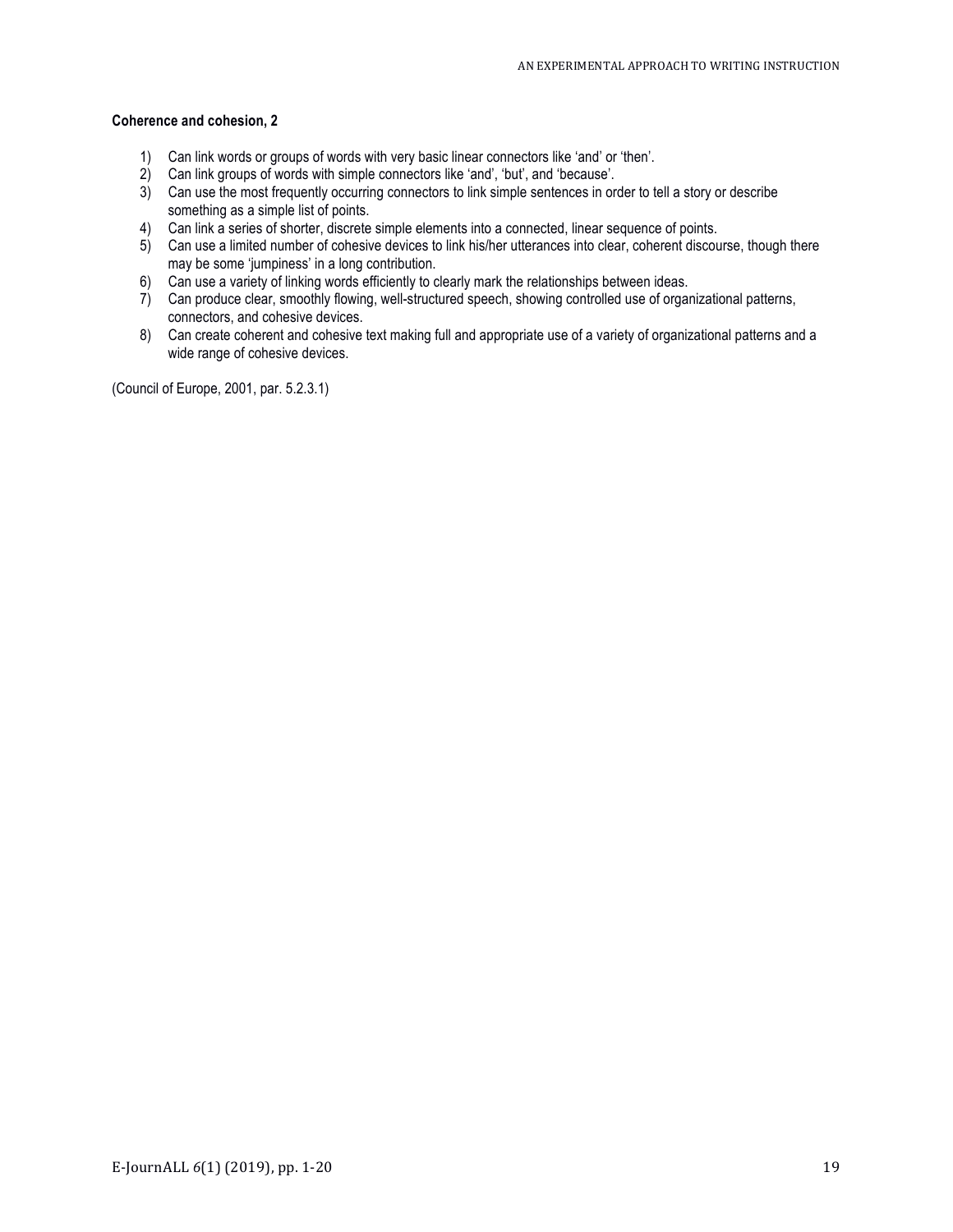**Coherence and cohesion, 2**

1) Can link words or groups of words with very basic linear connectors like 'and' or 'then'.
2) Can link groups of words with simple connectors like 'and', 'but', and 'because'.
3) Can use the most frequently occurring connectors to link simple sentences in order to tell a story or describe something as a simple list of points.
4) Can link a series of shorter, discrete simple elements into a connected, linear sequence of points.
5) Can use a limited number of cohesive devices to link his/her utterances into clear, coherent discourse, though there may be some 'jumpiness' in a long contribution.
6) Can use a variety of linking words efficiently to clearly mark the relationships between ideas.
7) Can produce clear, smoothly flowing, well-structured speech, showing controlled use of organizational patterns, connectors, and cohesive devices.
8) Can create coherent and cohesive text making full and appropriate use of a variety of organizational patterns and a wide range of cohesive devices.

(Council of Europe, 2001, par. 5.2.3.1)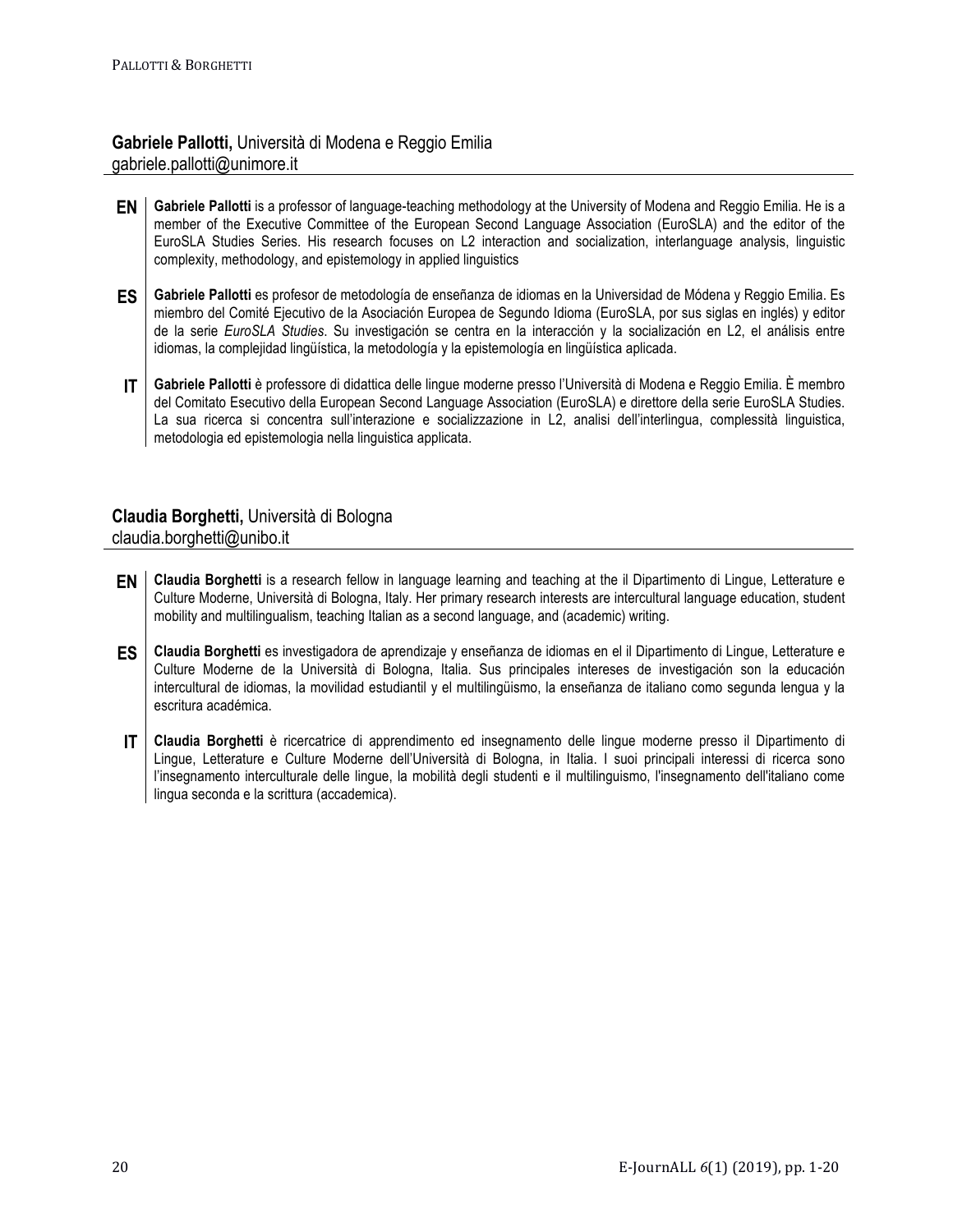**Gabriele Pallotti,** Università di Modena e Reggio Emilia
gabriele.pallotti@unimore.it

**EN** **Gabriele Pallotti** is a professor of language-teaching methodology at the University of Modena and Reggio Emilia. He is a member of the Executive Committee of the European Second Language Association (EuroSLA) and the editor of the EuroSLA Studies Series. His research focuses on L2 interaction and socialization, interlanguage analysis, linguistic complexity, methodology, and epistemology in applied linguistics

**ES** **Gabriele Pallotti** es profesor de metodología de enseñanza de idiomas en la Universidad de Módena y Reggio Emilia. Es miembro del Comité Ejecutivo de la Asociación Europea de Segundo Idioma (EuroSLA, por sus siglas en inglés) y editor de la serie *EuroSLA Studies*. Su investigación se centra en la interacción y la socialización en L2, el análisis entre idiomas, la complejidad lingüística, la metodología y la epistemología en lingüística aplicada.

**IT** **Gabriele Pallotti** è professore di didattica delle lingue moderne presso l'Università di Modena e Reggio Emilia. È membro del Comitato Esecutivo della European Second Language Association (EuroSLA) e direttore della serie EuroSLA Studies. La sua ricerca si concentra sull'interazione e socializzazione in L2, analisi dell'interlingua, complessità linguistica, metodologia ed epistemologia nella linguistica applicata.

**Claudia Borghetti,** Università di Bologna
claudia.borghetti@unibo.it

**EN** **Claudia Borghetti** is a research fellow in language learning and teaching at the il Dipartimento di Lingue, Letterature e Culture Moderne, Università di Bologna, Italy. Her primary research interests are intercultural language education, student mobility and multilingualism, teaching Italian as a second language, and (academic) writing.

**ES** **Claudia Borghetti** es investigadora de aprendizaje y enseñanza de idiomas en el il Dipartimento di Lingue, Letterature e Culture Moderne de la Università di Bologna, Italia. Sus principales intereses de investigación son la educación intercultural de idiomas, la movilidad estudiantil y el multilingüismo, la enseñanza de italiano como segunda lengua y la escritura académica.

**IT** **Claudia Borghetti** è ricercatrice di apprendimento ed insegnamento delle lingue moderne presso il Dipartimento di Lingue, Letterature e Culture Moderne dell'Università di Bologna, in Italia. I suoi principali interessi di ricerca sono l'insegnamento interculturale delle lingue, la mobilità degli studenti e il multilinguismo, l'insegnamento dell'italiano come lingua seconda e la scrittura (accademica).